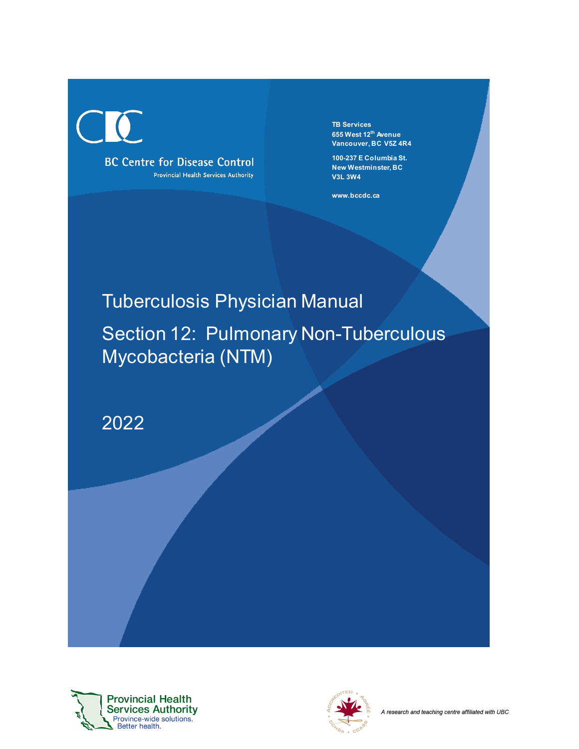BC Centre for Disease Control

Provincial Health Services Authority

**TB Services**
**655 West 12th Avenue**
**Vancouver, BC V5Z 4R4**

**100-237 E Columbia St.**
**New Westminster, BC**
**V3L 3W4**

**www.bccdc.ca**

# Tuberculosis Physician Manual

# Section 12: Pulmonary Non-Tuberculous Mycobacteria (NTM)

2022

Provincial Health Services Authority
Province-wide solutions.
Better health.

*A research and teaching centre affiliated with UBC.*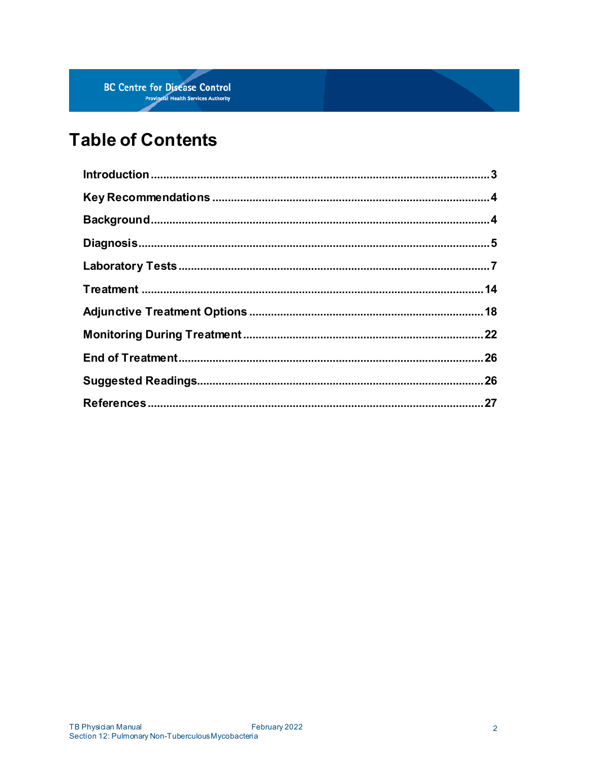# Table of Contents

- **Introduction** ..... 3
- **Key Recommendations** ..... 4
- **Background** ..... 4
- **Diagnosis** ..... 5
- **Laboratory Tests** ..... 7
- **Treatment** ..... 14
- **Adjunctive Treatment Options** ..... 18
- **Monitoring During Treatment** ..... 22
- **End of Treatment** ..... 26
- **Suggested Readings** ..... 26
- **References** ..... 27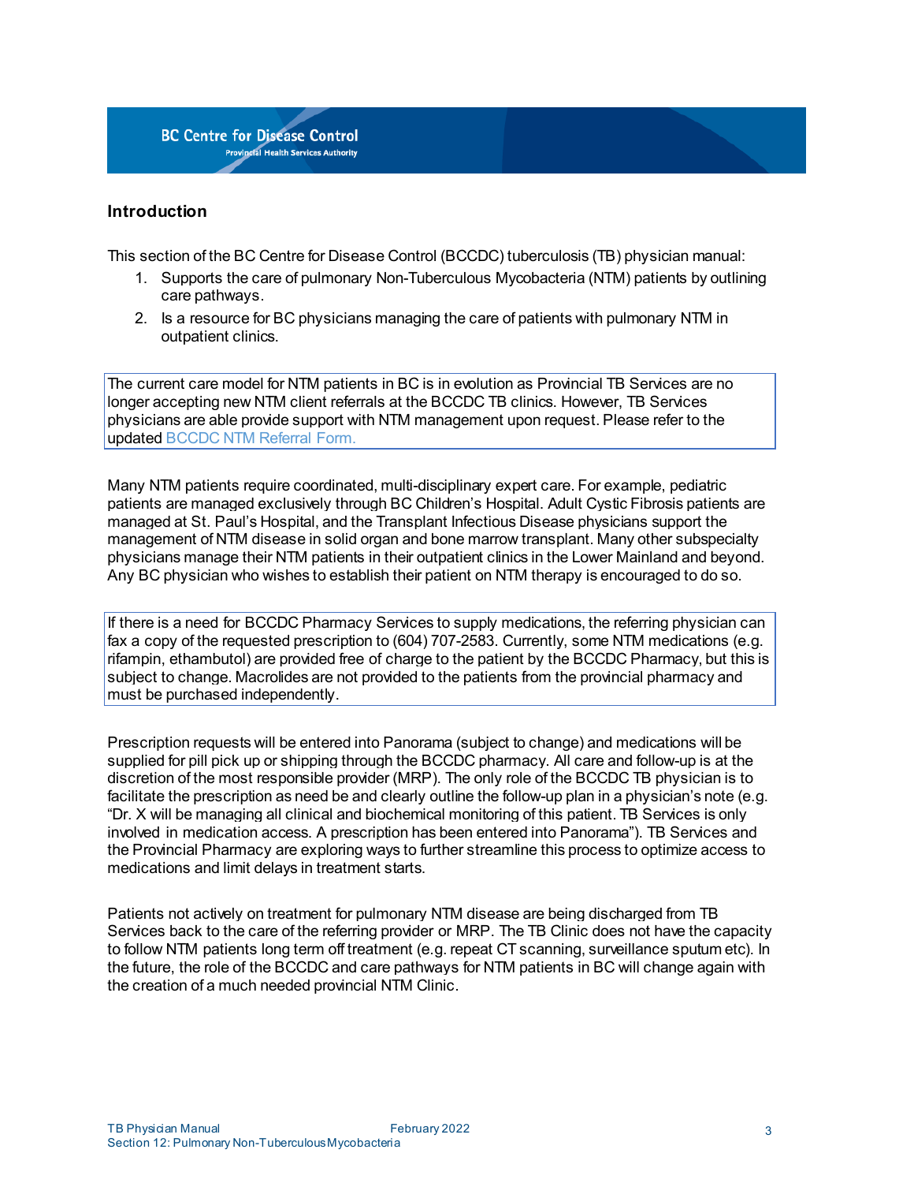## Introduction

This section of the BC Centre for Disease Control (BCCDC) tuberculosis (TB) physician manual:

1. Supports the care of pulmonary Non-Tuberculous Mycobacteria (NTM) patients by outlining care pathways.
2. Is a resource for BC physicians managing the care of patients with pulmonary NTM in outpatient clinics.

The current care model for NTM patients in BC is in evolution as Provincial TB Services are no longer accepting new NTM client referrals at the BCCDC TB clinics. However, TB Services physicians are able provide support with NTM management upon request. Please refer to the updated BCCDC NTM Referral Form.

Many NTM patients require coordinated, multi-disciplinary expert care. For example, pediatric patients are managed exclusively through BC Children's Hospital. Adult Cystic Fibrosis patients are managed at St. Paul's Hospital, and the Transplant Infectious Disease physicians support the management of NTM disease in solid organ and bone marrow transplant. Many other subspecialty physicians manage their NTM patients in their outpatient clinics in the Lower Mainland and beyond. Any BC physician who wishes to establish their patient on NTM therapy is encouraged to do so.

If there is a need for BCCDC Pharmacy Services to supply medications, the referring physician can fax a copy of the requested prescription to (604) 707-2583. Currently, some NTM medications (e.g. rifampin, ethambutol) are provided free of charge to the patient by the BCCDC Pharmacy, but this is subject to change. Macrolides are not provided to the patients from the provincial pharmacy and must be purchased independently.

Prescription requests will be entered into Panorama (subject to change) and medications will be supplied for pill pick up or shipping through the BCCDC pharmacy. All care and follow-up is at the discretion of the most responsible provider (MRP). The only role of the BCCDC TB physician is to facilitate the prescription as need be and clearly outline the follow-up plan in a physician's note (e.g. "Dr. X will be managing all clinical and biochemical monitoring of this patient. TB Services is only involved in medication access. A prescription has been entered into Panorama"). TB Services and the Provincial Pharmacy are exploring ways to further streamline this process to optimize access to medications and limit delays in treatment starts.

Patients not actively on treatment for pulmonary NTM disease are being discharged from TB Services back to the care of the referring provider or MRP. The TB Clinic does not have the capacity to follow NTM patients long term off treatment (e.g. repeat CT scanning, surveillance sputum etc). In the future, the role of the BCCDC and care pathways for NTM patients in BC will change again with the creation of a much needed provincial NTM Clinic.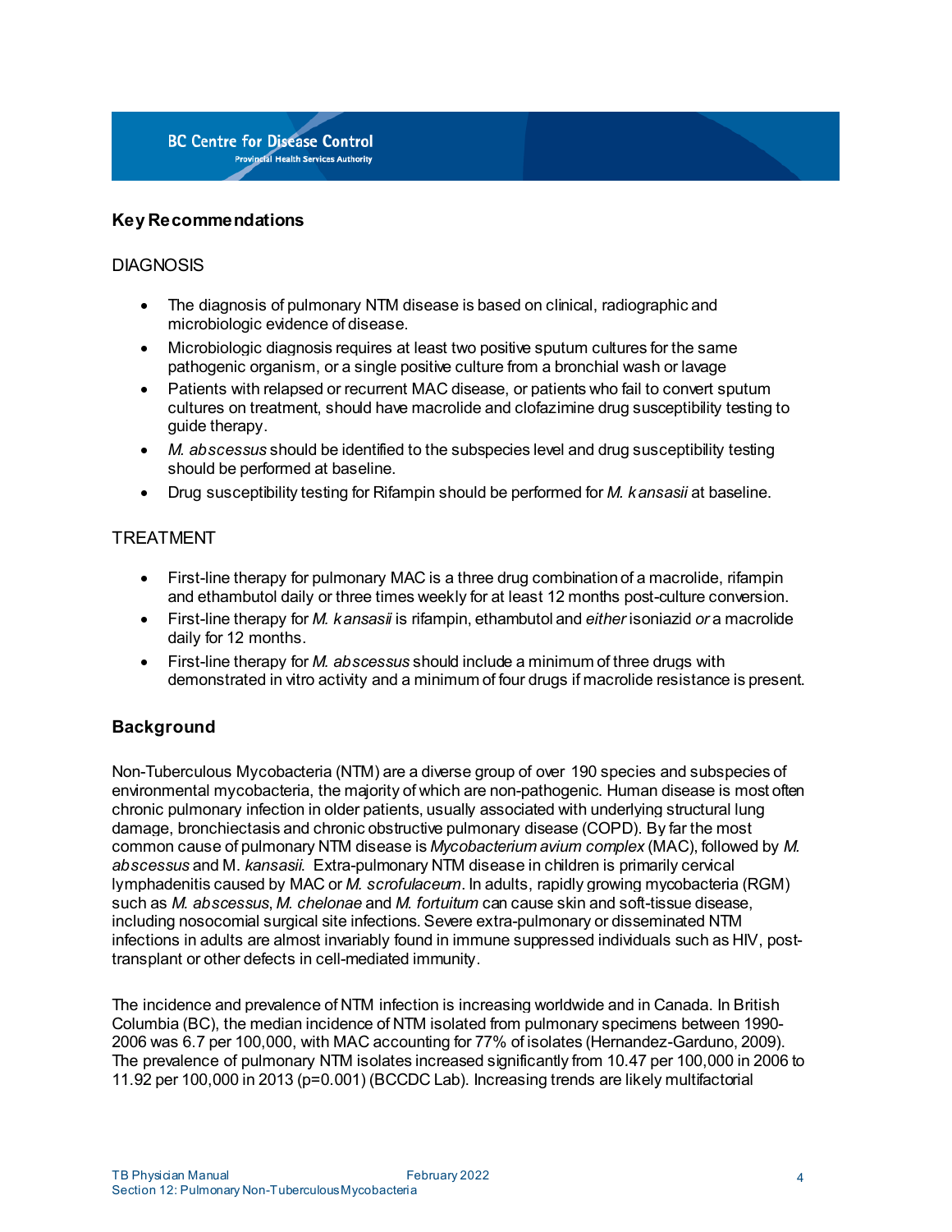## Key Recommendations

### DIAGNOSIS

- The diagnosis of pulmonary NTM disease is based on clinical, radiographic and microbiologic evidence of disease.
- Microbiologic diagnosis requires at least two positive sputum cultures for the same pathogenic organism, or a single positive culture from a bronchial wash or lavage
- Patients with relapsed or recurrent MAC disease, or patients who fail to convert sputum cultures on treatment, should have macrolide and clofazimine drug susceptibility testing to guide therapy.
- *M. abscessus* should be identified to the subspecies level and drug susceptibility testing should be performed at baseline.
- Drug susceptibility testing for Rifampin should be performed for *M. kansasii* at baseline.

### TREATMENT

- First-line therapy for pulmonary MAC is a three drug combination of a macrolide, rifampin and ethambutol daily or three times weekly for at least 12 months post-culture conversion.
- First-line therapy for *M. kansasii* is rifampin, ethambutol and *either* isoniazid *or* a macrolide daily for 12 months.
- First-line therapy for *M. abscessus* should include a minimum of three drugs with demonstrated in vitro activity and a minimum of four drugs if macrolide resistance is present.

## Background

Non-Tuberculous Mycobacteria (NTM) are a diverse group of over 190 species and subspecies of environmental mycobacteria, the majority of which are non-pathogenic. Human disease is most often chronic pulmonary infection in older patients, usually associated with underlying structural lung damage, bronchiectasis and chronic obstructive pulmonary disease (COPD). By far the most common cause of pulmonary NTM disease is *Mycobacterium avium complex* (MAC), followed by *M. abscessus* and M. *kansasii*. Extra-pulmonary NTM disease in children is primarily cervical lymphadenitis caused by MAC or *M. scrofulaceum*. In adults, rapidly growing mycobacteria (RGM) such as *M. abscessus*, *M. chelonae* and *M. fortuitum* can cause skin and soft-tissue disease, including nosocomial surgical site infections. Severe extra-pulmonary or disseminated NTM infections in adults are almost invariably found in immune suppressed individuals such as HIV, post-transplant or other defects in cell-mediated immunity.

The incidence and prevalence of NTM infection is increasing worldwide and in Canada. In British Columbia (BC), the median incidence of NTM isolated from pulmonary specimens between 1990-2006 was 6.7 per 100,000, with MAC accounting for 77% of isolates (Hernandez-Garduno, 2009). The prevalence of pulmonary NTM isolates increased significantly from 10.47 per 100,000 in 2006 to 11.92 per 100,000 in 2013 (p=0.001) (BCCDC Lab). Increasing trends are likely multifactorial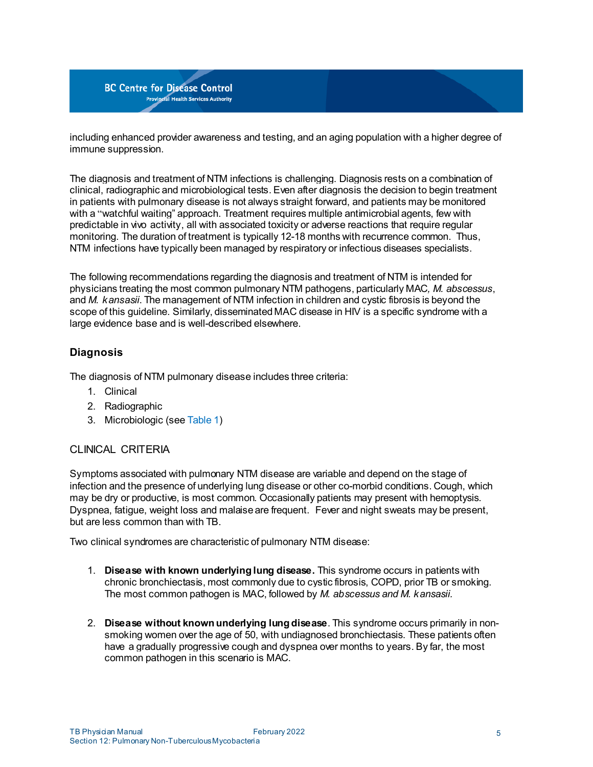including enhanced provider awareness and testing, and an aging population with a higher degree of immune suppression.

The diagnosis and treatment of NTM infections is challenging. Diagnosis rests on a combination of clinical, radiographic and microbiological tests. Even after diagnosis the decision to begin treatment in patients with pulmonary disease is not always straight forward, and patients may be monitored with a "watchful waiting" approach. Treatment requires multiple antimicrobial agents, few with predictable in vivo activity, all with associated toxicity or adverse reactions that require regular monitoring. The duration of treatment is typically 12-18 months with recurrence common. Thus, NTM infections have typically been managed by respiratory or infectious diseases specialists.

The following recommendations regarding the diagnosis and treatment of NTM is intended for physicians treating the most common pulmonary NTM pathogens, particularly MAC, *M. abscessus*, and *M. kansasii*. The management of NTM infection in children and cystic fibrosis is beyond the scope of this guideline. Similarly, disseminated MAC disease in HIV is a specific syndrome with a large evidence base and is well-described elsewhere.

## Diagnosis

The diagnosis of NTM pulmonary disease includes three criteria:

1. Clinical
2. Radiographic
3. Microbiologic (see Table 1)

### CLINICAL CRITERIA

Symptoms associated with pulmonary NTM disease are variable and depend on the stage of infection and the presence of underlying lung disease or other co-morbid conditions. Cough, which may be dry or productive, is most common. Occasionally patients may present with hemoptysis. Dyspnea, fatigue, weight loss and malaise are frequent. Fever and night sweats may be present, but are less common than with TB.

Two clinical syndromes are characteristic of pulmonary NTM disease:

1. **Disease with known underlying lung disease.** This syndrome occurs in patients with chronic bronchiectasis, most commonly due to cystic fibrosis, COPD, prior TB or smoking. The most common pathogen is MAC, followed by *M. abscessus and M. kansasii.*

2. **Disease without known underlying lung disease**. This syndrome occurs primarily in non-smoking women over the age of 50, with undiagnosed bronchiectasis. These patients often have a gradually progressive cough and dyspnea over months to years. By far, the most common pathogen in this scenario is MAC.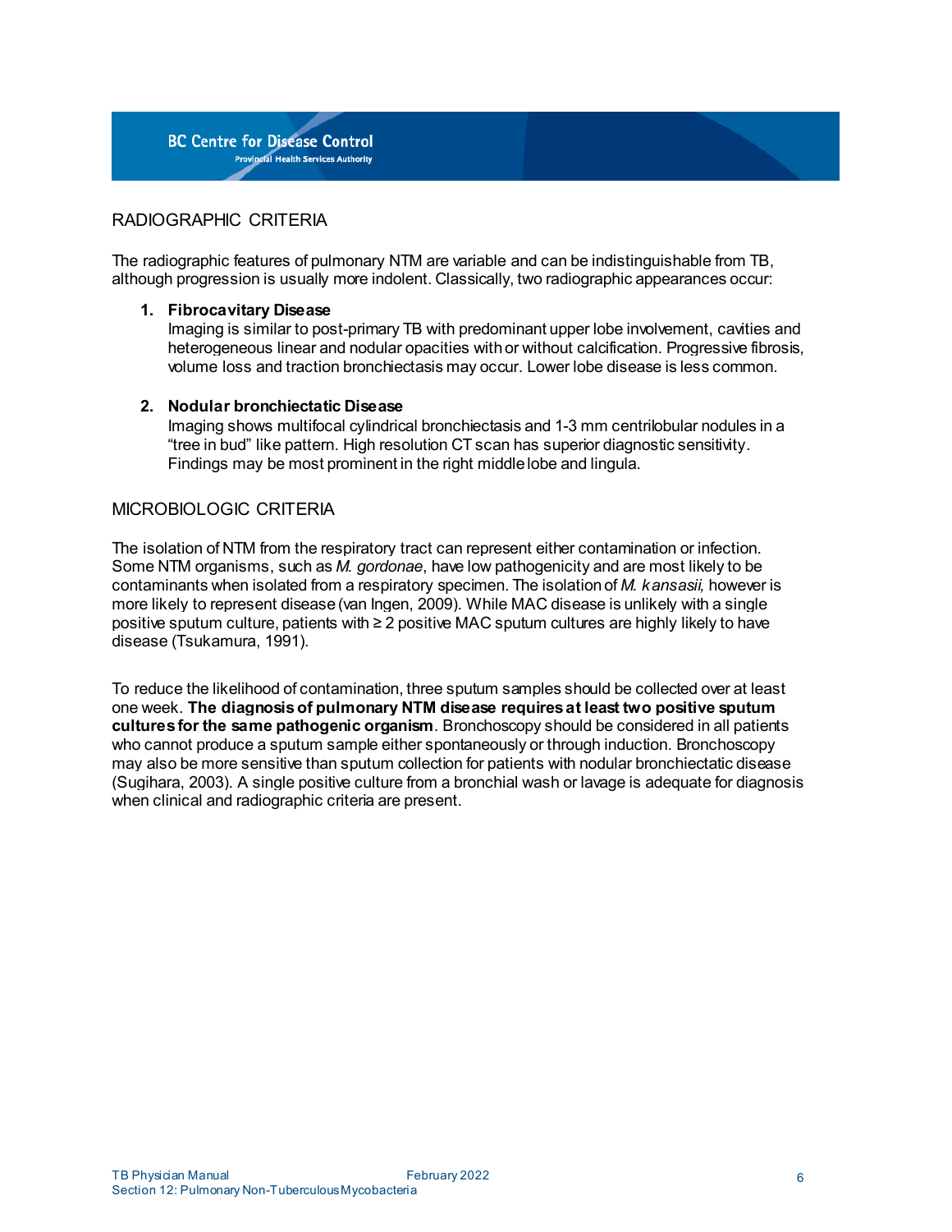## RADIOGRAPHIC CRITERIA

The radiographic features of pulmonary NTM are variable and can be indistinguishable from TB, although progression is usually more indolent. Classically, two radiographic appearances occur:

1. **Fibrocavitary Disease**
   Imaging is similar to post-primary TB with predominant upper lobe involvement, cavities and heterogeneous linear and nodular opacities with or without calcification. Progressive fibrosis, volume loss and traction bronchiectasis may occur. Lower lobe disease is less common.

2. **Nodular bronchiectatic Disease**
   Imaging shows multifocal cylindrical bronchiectasis and 1-3 mm centrilobular nodules in a "tree in bud" like pattern. High resolution CT scan has superior diagnostic sensitivity. Findings may be most prominent in the right middle lobe and lingula.

## MICROBIOLOGIC CRITERIA

The isolation of NTM from the respiratory tract can represent either contamination or infection. Some NTM organisms, such as *M. gordonae*, have low pathogenicity and are most likely to be contaminants when isolated from a respiratory specimen. The isolation of *M. kansasii,* however is more likely to represent disease (van Ingen, 2009). While MAC disease is unlikely with a single positive sputum culture, patients with ≥ 2 positive MAC sputum cultures are highly likely to have disease (Tsukamura, 1991).

To reduce the likelihood of contamination, three sputum samples should be collected over at least one week. **The diagnosis of pulmonary NTM disease requires at least two positive sputum cultures for the same pathogenic organism**. Bronchoscopy should be considered in all patients who cannot produce a sputum sample either spontaneously or through induction. Bronchoscopy may also be more sensitive than sputum collection for patients with nodular bronchiectatic disease (Sugihara, 2003). A single positive culture from a bronchial wash or lavage is adequate for diagnosis when clinical and radiographic criteria are present.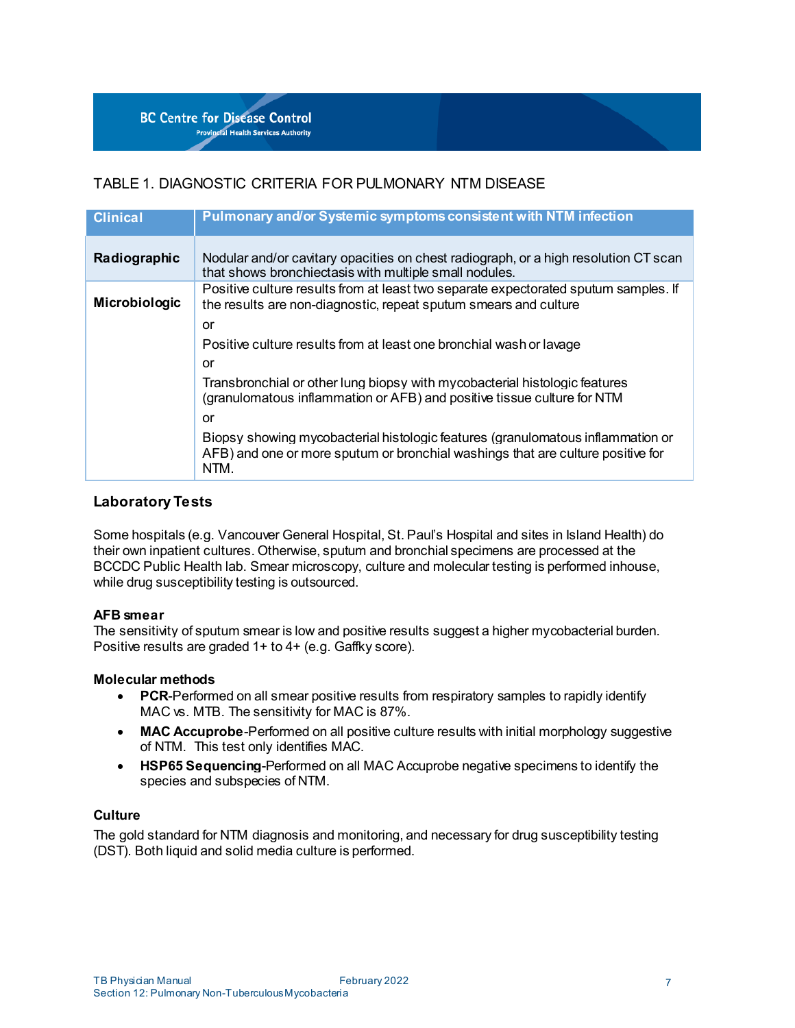TABLE 1. DIAGNOSTIC CRITERIA FOR PULMONARY NTM DISEASE

| Clinical | Pulmonary and/or Systemic symptoms consistent with NTM infection |
|---|---|
| **Radiographic** | Nodular and/or cavitary opacities on chest radiograph, or a high resolution CT scan that shows bronchiectasis with multiple small nodules. |
| **Microbiologic** | Positive culture results from at least two separate expectorated sputum samples. If the results are non-diagnostic, repeat sputum smears and culture<br>or<br>Positive culture results from at least one bronchial wash or lavage<br>or<br>Transbronchial or other lung biopsy with mycobacterial histologic features (granulomatous inflammation or AFB) and positive tissue culture for NTM<br>or<br>Biopsy showing mycobacterial histologic features (granulomatous inflammation or AFB) and one or more sputum or bronchial washings that are culture positive for NTM. |

## Laboratory Tests

Some hospitals (e.g. Vancouver General Hospital, St. Paul's Hospital and sites in Island Health) do their own inpatient cultures. Otherwise, sputum and bronchial specimens are processed at the BCCDC Public Health lab. Smear microscopy, culture and molecular testing is performed inhouse, while drug susceptibility testing is outsourced.

### AFB smear

The sensitivity of sputum smear is low and positive results suggest a higher mycobacterial burden. Positive results are graded 1+ to 4+ (e.g. Gaffky score).

### Molecular methods

- **PCR**-Performed on all smear positive results from respiratory samples to rapidly identify MAC vs. MTB. The sensitivity for MAC is 87%.
- **MAC Accuprobe**-Performed on all positive culture results with initial morphology suggestive of NTM. This test only identifies MAC.
- **HSP65 Sequencing**-Performed on all MAC Accuprobe negative specimens to identify the species and subspecies of NTM.

### Culture

The gold standard for NTM diagnosis and monitoring, and necessary for drug susceptibility testing (DST). Both liquid and solid media culture is performed.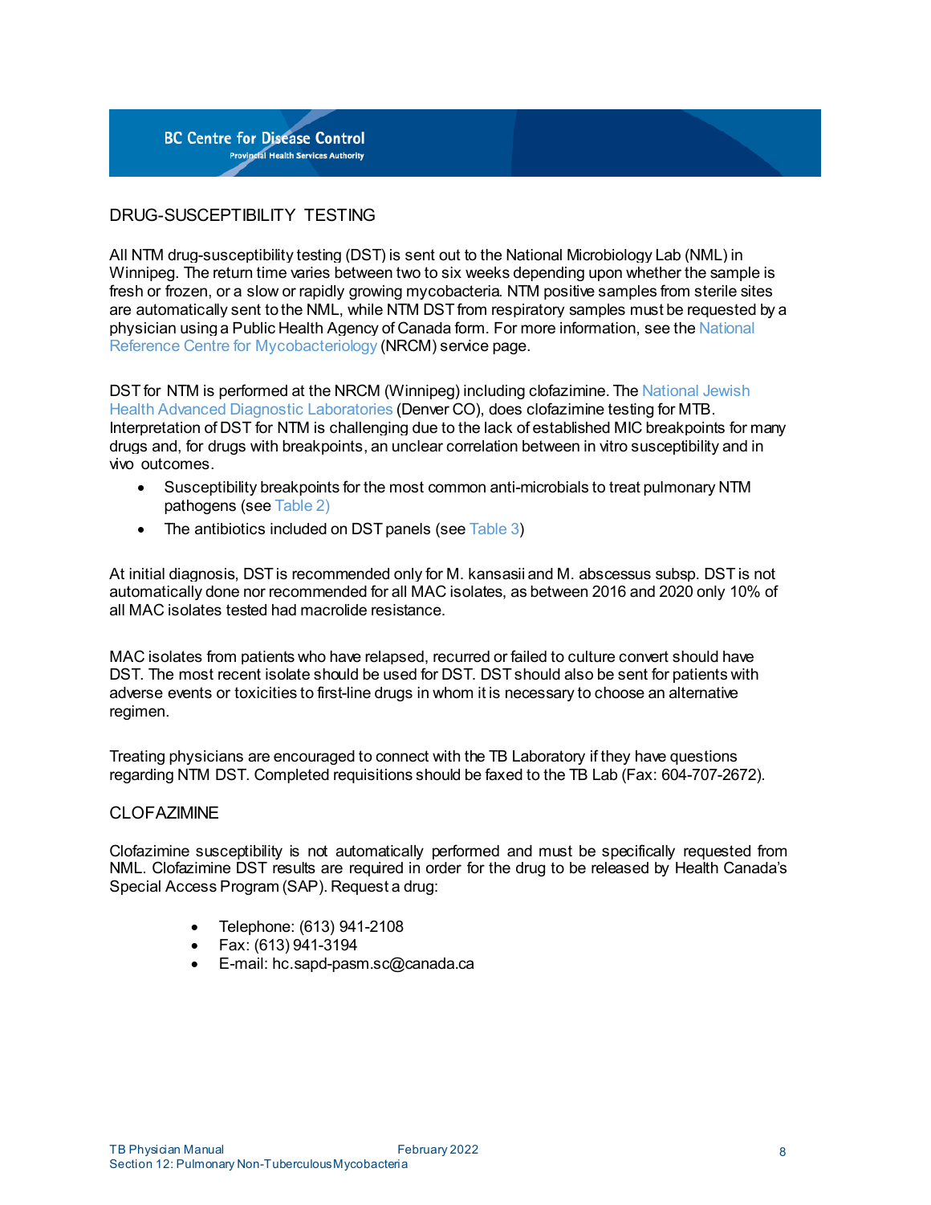## DRUG-SUSCEPTIBILITY TESTING

All NTM drug-susceptibility testing (DST) is sent out to the National Microbiology Lab (NML) in Winnipeg. The return time varies between two to six weeks depending upon whether the sample is fresh or frozen, or a slow or rapidly growing mycobacteria. NTM positive samples from sterile sites are automatically sent to the NML, while NTM DST from respiratory samples must be requested by a physician using a Public Health Agency of Canada form. For more information, see the National Reference Centre for Mycobacteriology (NRCM) service page.

DST for NTM is performed at the NRCM (Winnipeg) including clofazimine. The National Jewish Health Advanced Diagnostic Laboratories (Denver CO), does clofazimine testing for MTB. Interpretation of DST for NTM is challenging due to the lack of established MIC breakpoints for many drugs and, for drugs with breakpoints, an unclear correlation between in vitro susceptibility and in vivo outcomes.

- Susceptibility breakpoints for the most common anti-microbials to treat pulmonary NTM pathogens (see Table 2)
- The antibiotics included on DST panels (see Table 3)

At initial diagnosis, DST is recommended only for M. kansasii and M. abscessus subsp. DST is not automatically done nor recommended for all MAC isolates, as between 2016 and 2020 only 10% of all MAC isolates tested had macrolide resistance.

MAC isolates from patients who have relapsed, recurred or failed to culture convert should have DST. The most recent isolate should be used for DST. DST should also be sent for patients with adverse events or toxicities to first-line drugs in whom it is necessary to choose an alternative regimen.

Treating physicians are encouraged to connect with the TB Laboratory if they have questions regarding NTM DST. Completed requisitions should be faxed to the TB Lab (Fax: 604-707-2672).

## CLOFAZIMINE

Clofazimine susceptibility is not automatically performed and must be specifically requested from NML. Clofazimine DST results are required in order for the drug to be released by Health Canada's Special Access Program (SAP). Request a drug:

- Telephone: (613) 941-2108
- Fax: (613) 941-3194
- E-mail: hc.sapd-pasm.sc@canada.ca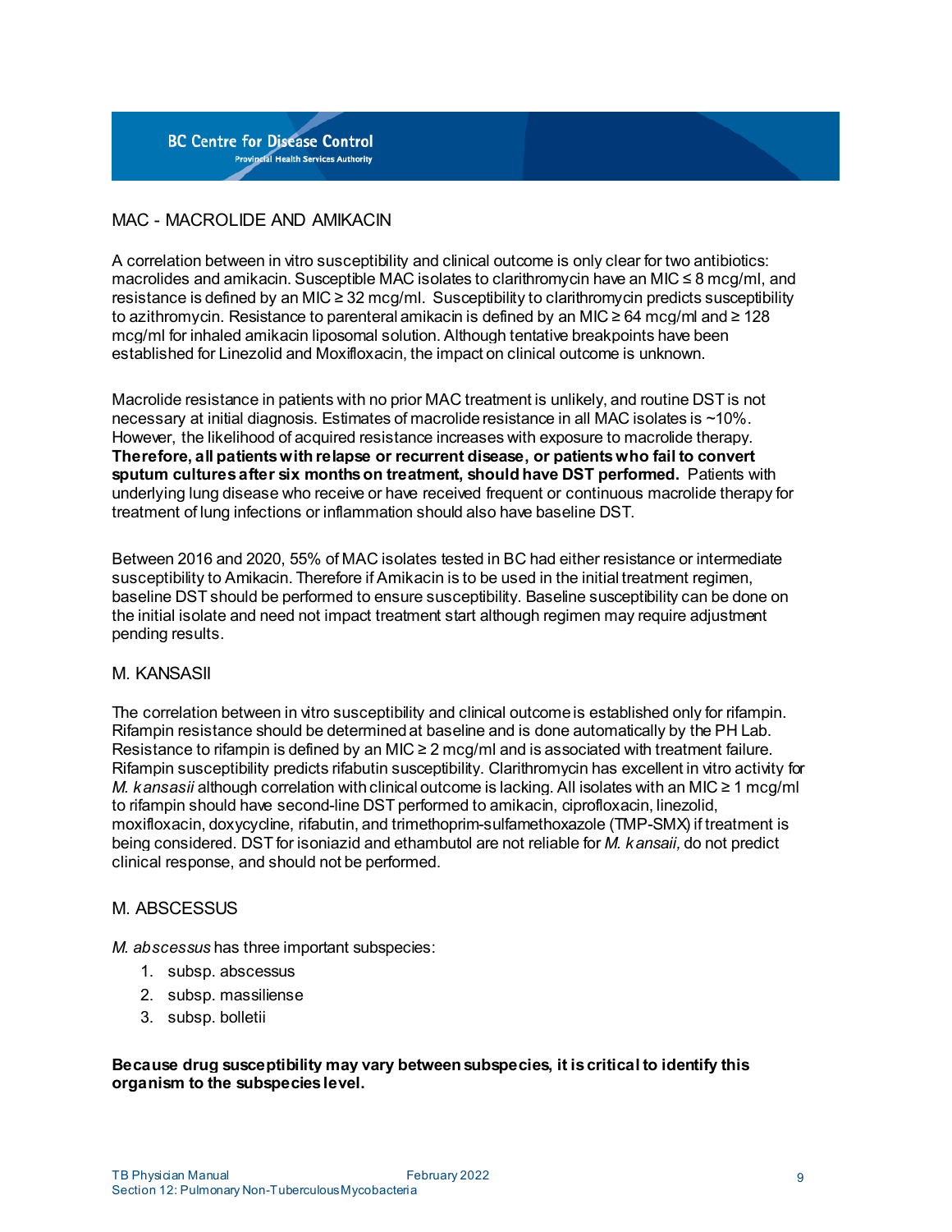## MAC - MACROLIDE AND AMIKACIN

A correlation between in vitro susceptibility and clinical outcome is only clear for two antibiotics: macrolides and amikacin. Susceptible MAC isolates to clarithromycin have an MIC ≤ 8 mcg/ml, and resistance is defined by an MIC ≥ 32 mcg/ml. Susceptibility to clarithromycin predicts susceptibility to azithromycin. Resistance to parenteral amikacin is defined by an MIC ≥ 64 mcg/ml and ≥ 128 mcg/ml for inhaled amikacin liposomal solution. Although tentative breakpoints have been established for Linezolid and Moxifloxacin, the impact on clinical outcome is unknown.

Macrolide resistance in patients with no prior MAC treatment is unlikely, and routine DST is not necessary at initial diagnosis. Estimates of macrolide resistance in all MAC isolates is ~10%. However, the likelihood of acquired resistance increases with exposure to macrolide therapy. **Therefore, all patients with relapse or recurrent disease, or patients who fail to convert sputum cultures after six months on treatment, should have DST performed.** Patients with underlying lung disease who receive or have received frequent or continuous macrolide therapy for treatment of lung infections or inflammation should also have baseline DST.

Between 2016 and 2020, 55% of MAC isolates tested in BC had either resistance or intermediate susceptibility to Amikacin. Therefore if Amikacin is to be used in the initial treatment regimen, baseline DST should be performed to ensure susceptibility. Baseline susceptibility can be done on the initial isolate and need not impact treatment start although regimen may require adjustment pending results.

## M. KANSASII

The correlation between in vitro susceptibility and clinical outcome is established only for rifampin. Rifampin resistance should be determined at baseline and is done automatically by the PH Lab. Resistance to rifampin is defined by an MIC ≥ 2 mcg/ml and is associated with treatment failure. Rifampin susceptibility predicts rifabutin susceptibility. Clarithromycin has excellent in vitro activity for *M. kansasii* although correlation with clinical outcome is lacking. All isolates with an MIC ≥ 1 mcg/ml to rifampin should have second-line DST performed to amikacin, ciprofloxacin, linezolid, moxifloxacin, doxycycline, rifabutin, and trimethoprim-sulfamethoxazole (TMP-SMX) if treatment is being considered. DST for isoniazid and ethambutol are not reliable for *M. kansaii,* do not predict clinical response, and should not be performed.

## M. ABSCESSUS

*M. abscessus* has three important subspecies:

1. subsp. abscessus
2. subsp. massiliense
3. subsp. bolletii

**Because drug susceptibility may vary between subspecies, it is critical to identify this organism to the subspecies level.**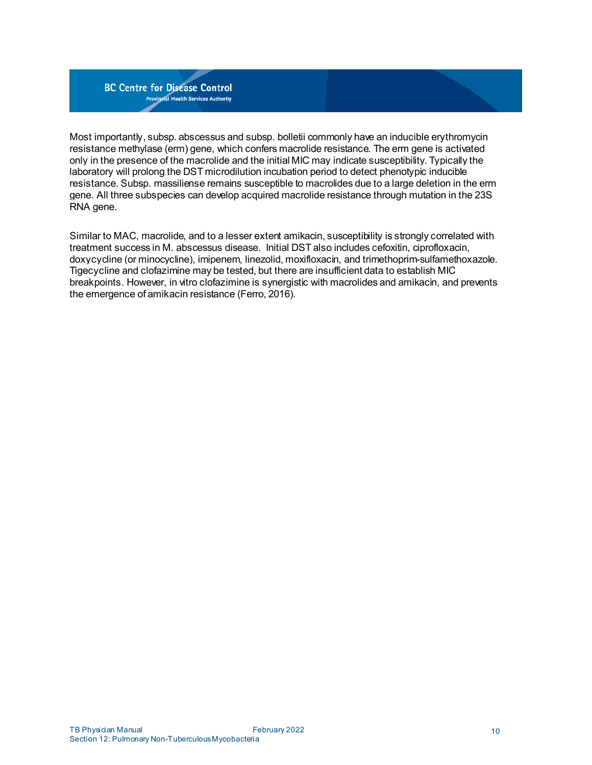Most importantly, subsp. abscessus and subsp. bolletii commonly have an inducible erythromycin resistance methylase (erm) gene, which confers macrolide resistance. The erm gene is activated only in the presence of the macrolide and the initial MIC may indicate susceptibility. Typically the laboratory will prolong the DST microdilution incubation period to detect phenotypic inducible resistance. Subsp. massiliense remains susceptible to macrolides due to a large deletion in the erm gene. All three subspecies can develop acquired macrolide resistance through mutation in the 23S RNA gene.

Similar to MAC, macrolide, and to a lesser extent amikacin, susceptibility is strongly correlated with treatment success in M. abscessus disease. Initial DST also includes cefoxitin, ciprofloxacin, doxycycline (or minocycline), imipenem, linezolid, moxifloxacin, and trimethoprim-sulfamethoxazole. Tigecycline and clofazimine may be tested, but there are insufficient data to establish MIC breakpoints. However, in vitro clofazimine is synergistic with macrolides and amikacin, and prevents the emergence of amikacin resistance (Ferro, 2016).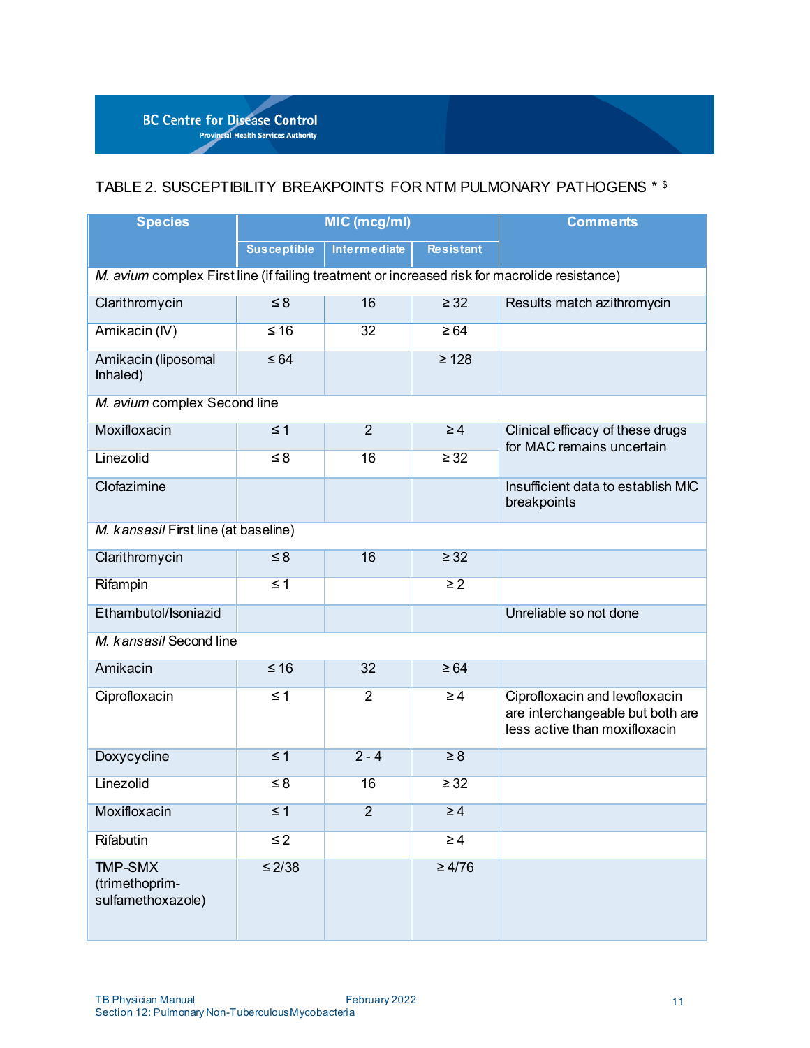## TABLE 2. SUSCEPTIBILITY BREAKPOINTS FOR NTM PULMONARY PATHOGENS * $

| Species | MIC (mcg/ml) | | | Comments |
|---|---|---|---|---|
| | Susceptible | Intermediate | Resistant | |
| *M. avium* complex First line (if failing treatment or increased risk for macrolide resistance) | | | | |
| Clarithromycin | ≤ 8 | 16 | ≥ 32 | Results match azithromycin |
| Amikacin (IV) | ≤ 16 | 32 | ≥ 64 | |
| Amikacin (liposomal Inhaled) | ≤ 64 | | ≥ 128 | |
| *M. avium* complex Second line | | | | |
| Moxifloxacin | ≤ 1 | 2 | ≥ 4 | Clinical efficacy of these drugs for MAC remains uncertain |
| Linezolid | ≤ 8 | 16 | ≥ 32 | |
| Clofazimine | | | | Insufficient data to establish MIC breakpoints |
| *M. kansasil* First line (at baseline) | | | | |
| Clarithromycin | ≤ 8 | 16 | ≥ 32 | |
| Rifampin | ≤ 1 | | ≥ 2 | |
| Ethambutol/Isoniazid | | | | Unreliable so not done |
| *M. kansasil* Second line | | | | |
| Amikacin | ≤ 16 | 32 | ≥ 64 | |
| Ciprofloxacin | ≤ 1 | 2 | ≥ 4 | Ciprofloxacin and levofloxacin are interchangeable but both are less active than moxifloxacin |
| Doxycycline | ≤ 1 | 2 - 4 | ≥ 8 | |
| Linezolid | ≤ 8 | 16 | ≥ 32 | |
| Moxifloxacin | ≤ 1 | 2 | ≥ 4 | |
| Rifabutin | ≤ 2 | | ≥ 4 | |
| TMP-SMX (trimethoprim-sulfamethoxazole) | ≤ 2/38 | | ≥ 4/76 | |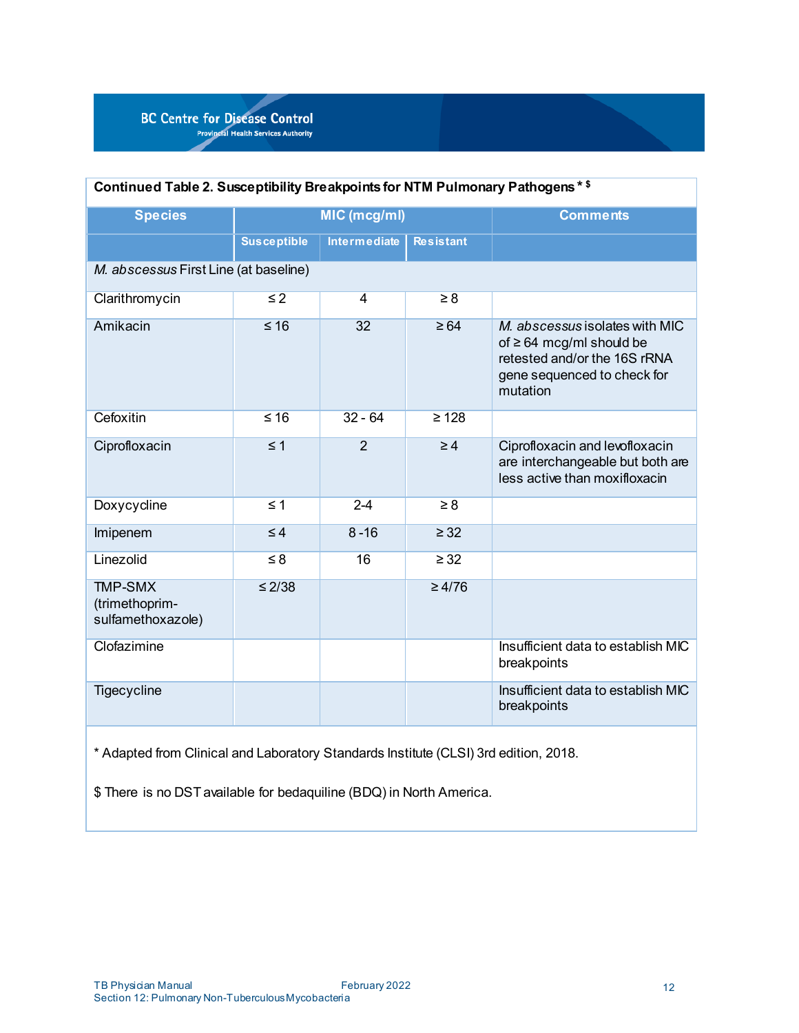| Continued Table 2. Susceptibility Breakpoints for NTM Pulmonary Pathogens * $ | | | | |
|---|---|---|---|---|
| **Species** | **MIC (mcg/ml)** | | | **Comments** |
| | **Susceptible** | **Intermediate** | **Resistant** | |
| *M. abscessus* First Line (at baseline) | | | | |
| Clarithromycin | ≤ 2 | 4 | ≥ 8 | |
| Amikacin | ≤ 16 | 32 | ≥ 64 | *M. abscessus* isolates with MIC of ≥ 64 mcg/ml should be retested and/or the 16S rRNA gene sequenced to check for mutation |
| Cefoxitin | ≤ 16 | 32 - 64 | ≥ 128 | |
| Ciprofloxacin | ≤ 1 | 2 | ≥ 4 | Ciprofloxacin and levofloxacin are interchangeable but both are less active than moxifloxacin |
| Doxycycline | ≤ 1 | 2-4 | ≥ 8 | |
| Imipenem | ≤ 4 | 8 -16 | ≥ 32 | |
| Linezolid | ≤ 8 | 16 | ≥ 32 | |
| TMP-SMX (trimethoprim-sulfamethoxazole) | ≤ 2/38 | | ≥ 4/76 | |
| Clofazimine | | | | Insufficient data to establish MIC breakpoints |
| Tigecycline | | | | Insufficient data to establish MIC breakpoints |

* Adapted from Clinical and Laboratory Standards Institute (CLSI) 3rd edition, 2018.

$ There is no DST available for bedaquiline (BDQ) in North America.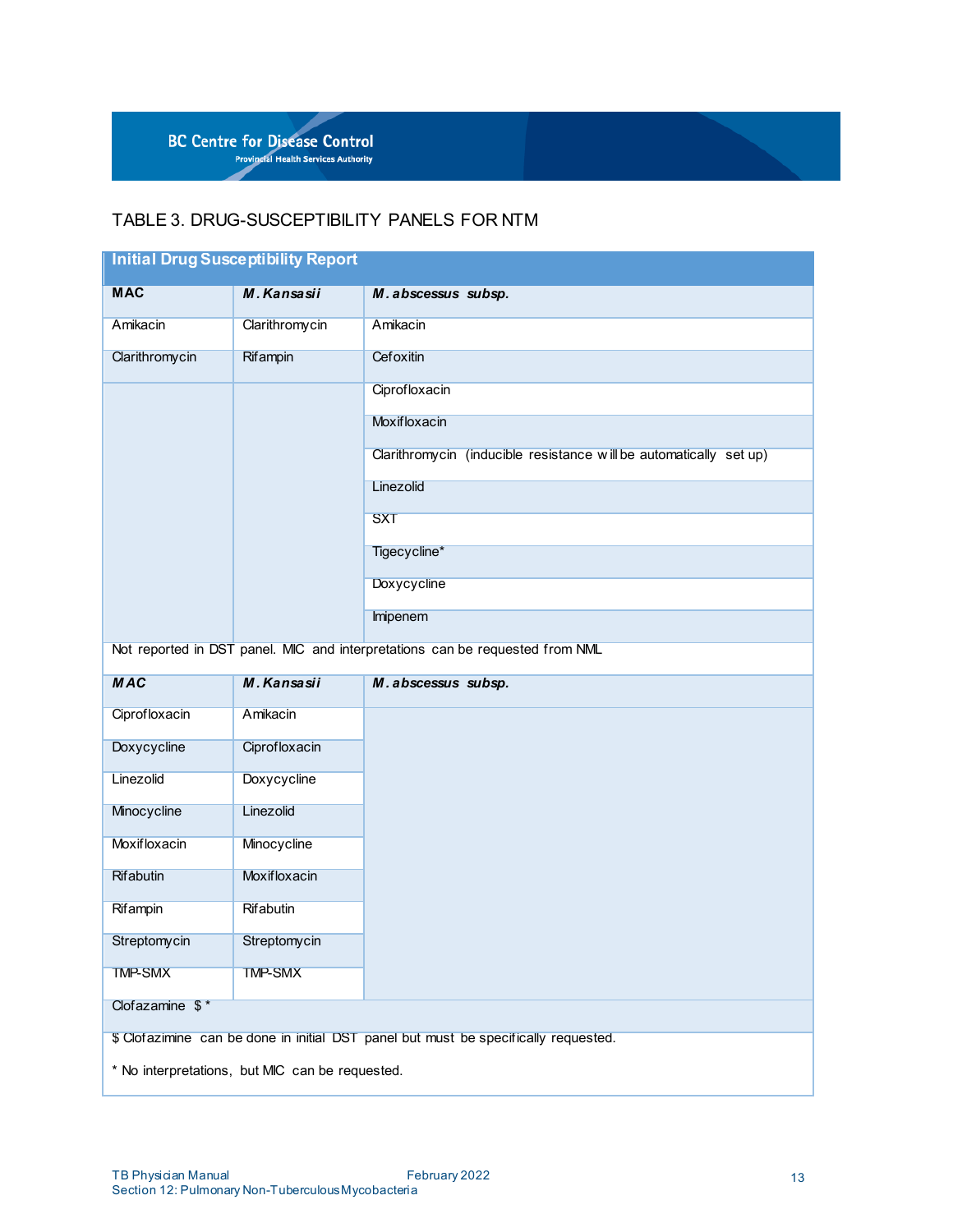## TABLE 3. DRUG-SUSCEPTIBILITY PANELS FOR NTM

| Initial Drug Susceptibility Report | | |
|---|---|---|
| **MAC** | ***M. Kansasii*** | ***M. abscessus subsp.*** |
| Amikacin | Clarithromycin | Amikacin |
| Clarithromycin | Rifampin | Cefoxitin |
| | | Ciprofloxacin |
| | | Moxifloxacin |
| | | Clarithromycin (inducible resistance will be automatically set up) |
| | | Linezolid |
| | | SXT |
| | | Tigecycline* |
| | | Doxycycline |
| | | Imipenem |
| Not reported in DST panel. MIC and interpretations can be requested from NML | | |
| ***MAC*** | ***M. Kansasii*** | ***M. abscessus subsp.*** |
| Ciprofloxacin | Amikacin | |
| Doxycycline | Ciprofloxacin | |
| Linezolid | Doxycycline | |
| Minocycline | Linezolid | |
| Moxifloxacin | Minocycline | |
| Rifabutin | Moxifloxacin | |
| Rifampin | Rifabutin | |
| Streptomycin | Streptomycin | |
| TMP-SMX | TMP-SMX | |
| Clofazamine $ * | | |

$ Clofazimine can be done in initial DST panel but must be specifically requested.

* No interpretations, but MIC can be requested.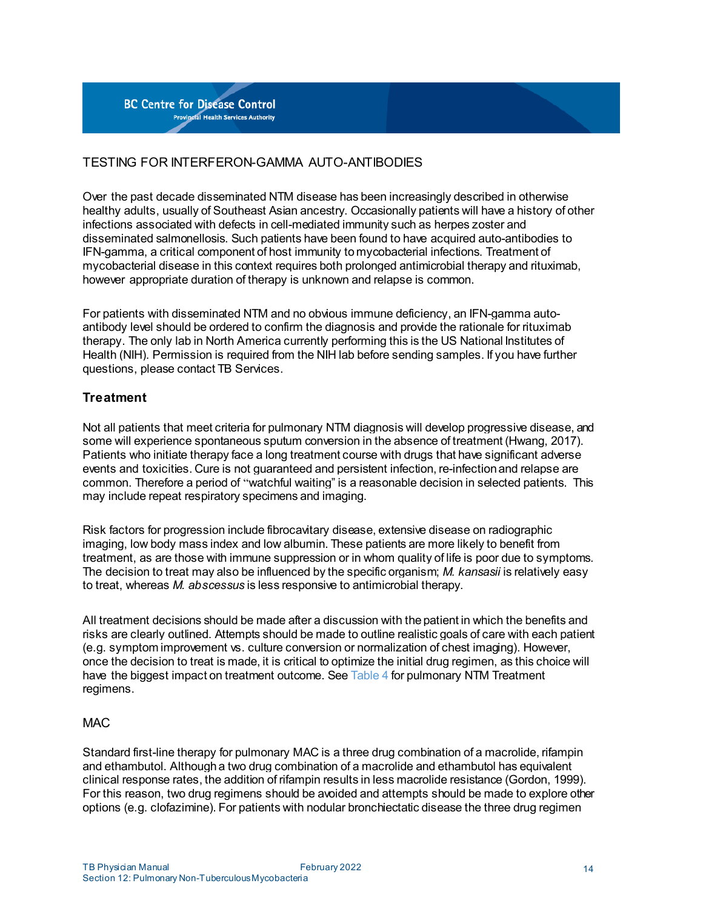## TESTING FOR INTERFERON-GAMMA AUTO-ANTIBODIES

Over the past decade disseminated NTM disease has been increasingly described in otherwise healthy adults, usually of Southeast Asian ancestry. Occasionally patients will have a history of other infections associated with defects in cell-mediated immunity such as herpes zoster and disseminated salmonellosis. Such patients have been found to have acquired auto-antibodies to IFN-gamma, a critical component of host immunity to mycobacterial infections. Treatment of mycobacterial disease in this context requires both prolonged antimicrobial therapy and rituximab, however appropriate duration of therapy is unknown and relapse is common.

For patients with disseminated NTM and no obvious immune deficiency, an IFN-gamma auto-antibody level should be ordered to confirm the diagnosis and provide the rationale for rituximab therapy. The only lab in North America currently performing this is the US National Institutes of Health (NIH). Permission is required from the NIH lab before sending samples. If you have further questions, please contact TB Services.

## Treatment

Not all patients that meet criteria for pulmonary NTM diagnosis will develop progressive disease, and some will experience spontaneous sputum conversion in the absence of treatment (Hwang, 2017). Patients who initiate therapy face a long treatment course with drugs that have significant adverse events and toxicities. Cure is not guaranteed and persistent infection, re-infection and relapse are common. Therefore a period of "watchful waiting" is a reasonable decision in selected patients. This may include repeat respiratory specimens and imaging.

Risk factors for progression include fibrocavitary disease, extensive disease on radiographic imaging, low body mass index and low albumin. These patients are more likely to benefit from treatment, as are those with immune suppression or in whom quality of life is poor due to symptoms. The decision to treat may also be influenced by the specific organism; *M. kansasii* is relatively easy to treat, whereas *M. abscessus* is less responsive to antimicrobial therapy.

All treatment decisions should be made after a discussion with the patient in which the benefits and risks are clearly outlined. Attempts should be made to outline realistic goals of care with each patient (e.g. symptom improvement vs. culture conversion or normalization of chest imaging). However, once the decision to treat is made, it is critical to optimize the initial drug regimen, as this choice will have the biggest impact on treatment outcome. See Table 4 for pulmonary NTM Treatment regimens.

### MAC

Standard first-line therapy for pulmonary MAC is a three drug combination of a macrolide, rifampin and ethambutol. Although a two drug combination of a macrolide and ethambutol has equivalent clinical response rates, the addition of rifampin results in less macrolide resistance (Gordon, 1999). For this reason, two drug regimens should be avoided and attempts should be made to explore other options (e.g. clofazimine). For patients with nodular bronchiectatic disease the three drug regimen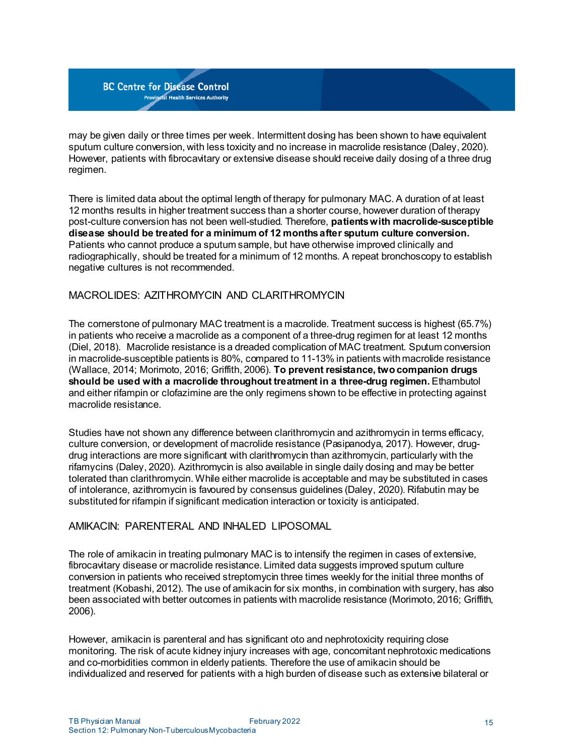may be given daily or three times per week. Intermittent dosing has been shown to have equivalent sputum culture conversion, with less toxicity and no increase in macrolide resistance (Daley, 2020). However, patients with fibrocavitary or extensive disease should receive daily dosing of a three drug regimen.

There is limited data about the optimal length of therapy for pulmonary MAC. A duration of at least 12 months results in higher treatment success than a shorter course, however duration of therapy post-culture conversion has not been well-studied. Therefore, **patients with macrolide-susceptible disease should be treated for a minimum of 12 months after sputum culture conversion.** Patients who cannot produce a sputum sample, but have otherwise improved clinically and radiographically, should be treated for a minimum of 12 months. A repeat bronchoscopy to establish negative cultures is not recommended.

## MACROLIDES: AZITHROMYCIN AND CLARITHROMYCIN

The cornerstone of pulmonary MAC treatment is a macrolide. Treatment success is highest (65.7%) in patients who receive a macrolide as a component of a three-drug regimen for at least 12 months (Diel, 2018). Macrolide resistance is a dreaded complication of MAC treatment. Sputum conversion in macrolide-susceptible patients is 80%, compared to 11-13% in patients with macrolide resistance (Wallace, 2014; Morimoto, 2016; Griffith, 2006). **To prevent resistance, two companion drugs should be used with a macrolide throughout treatment in a three-drug regimen.** Ethambutol and either rifampin or clofazimine are the only regimens shown to be effective in protecting against macrolide resistance.

Studies have not shown any difference between clarithromycin and azithromycin in terms efficacy, culture conversion, or development of macrolide resistance (Pasipanodya, 2017). However, drug-drug interactions are more significant with clarithromycin than azithromycin, particularly with the rifamycins (Daley, 2020). Azithromycin is also available in single daily dosing and may be better tolerated than clarithromycin. While either macrolide is acceptable and may be substituted in cases of intolerance, azithromycin is favoured by consensus guidelines (Daley, 2020). Rifabutin may be substituted for rifampin if significant medication interaction or toxicity is anticipated.

## AMIKACIN: PARENTERAL AND INHALED LIPOSOMAL

The role of amikacin in treating pulmonary MAC is to intensify the regimen in cases of extensive, fibrocavitary disease or macrolide resistance. Limited data suggests improved sputum culture conversion in patients who received streptomycin three times weekly for the initial three months of treatment (Kobashi, 2012). The use of amikacin for six months, in combination with surgery, has also been associated with better outcomes in patients with macrolide resistance (Morimoto, 2016; Griffith, 2006).

However, amikacin is parenteral and has significant oto and nephrotoxicity requiring close monitoring. The risk of acute kidney injury increases with age, concomitant nephrotoxic medications and co-morbidities common in elderly patients. Therefore the use of amikacin should be individualized and reserved for patients with a high burden of disease such as extensive bilateral or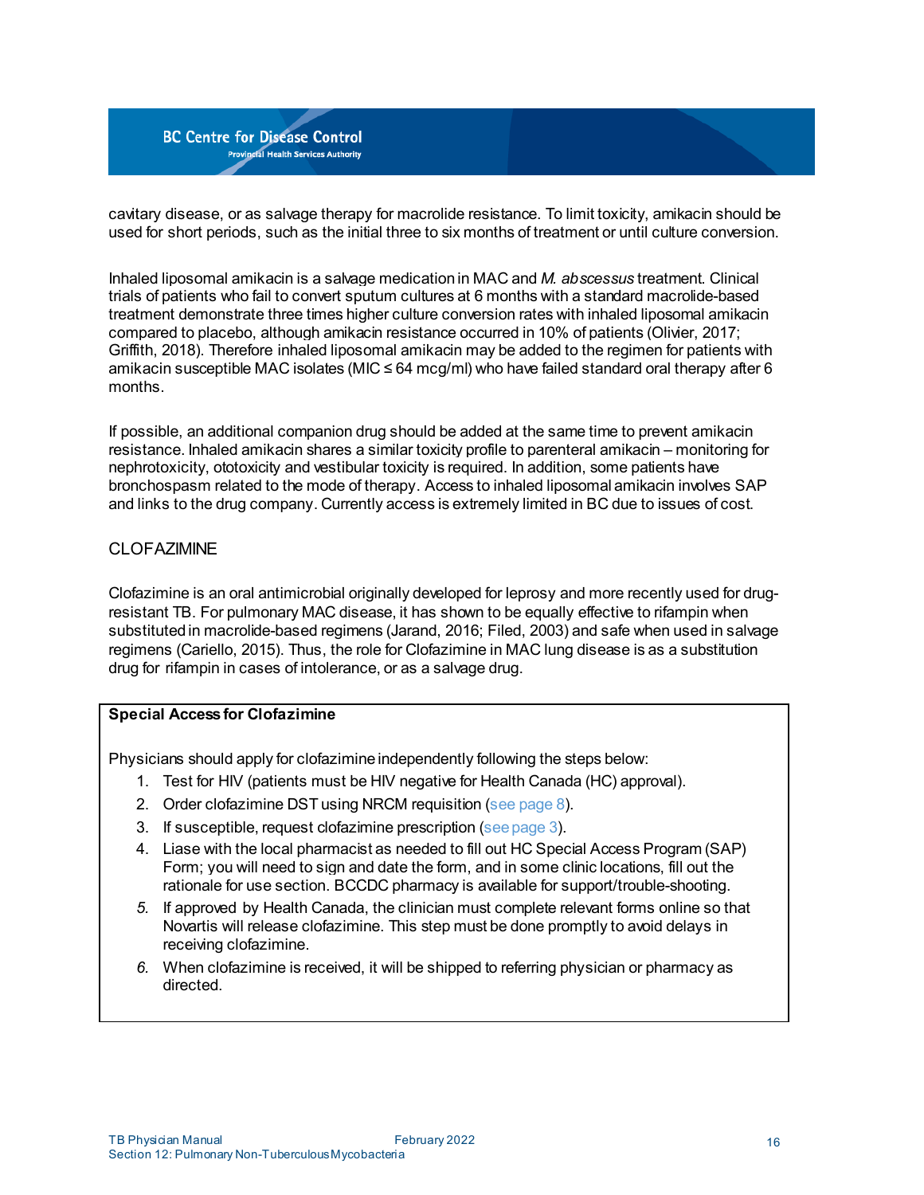cavitary disease, or as salvage therapy for macrolide resistance. To limit toxicity, amikacin should be used for short periods, such as the initial three to six months of treatment or until culture conversion.

Inhaled liposomal amikacin is a salvage medication in MAC and *M. abscessus* treatment. Clinical trials of patients who fail to convert sputum cultures at 6 months with a standard macrolide-based treatment demonstrate three times higher culture conversion rates with inhaled liposomal amikacin compared to placebo, although amikacin resistance occurred in 10% of patients (Olivier, 2017; Griffith, 2018). Therefore inhaled liposomal amikacin may be added to the regimen for patients with amikacin susceptible MAC isolates (MIC ≤ 64 mcg/ml) who have failed standard oral therapy after 6 months.

If possible, an additional companion drug should be added at the same time to prevent amikacin resistance. Inhaled amikacin shares a similar toxicity profile to parenteral amikacin – monitoring for nephrotoxicity, ototoxicity and vestibular toxicity is required. In addition, some patients have bronchospasm related to the mode of therapy. Access to inhaled liposomal amikacin involves SAP and links to the drug company. Currently access is extremely limited in BC due to issues of cost.

## CLOFAZIMINE

Clofazimine is an oral antimicrobial originally developed for leprosy and more recently used for drug-resistant TB. For pulmonary MAC disease, it has shown to be equally effective to rifampin when substituted in macrolide-based regimens (Jarand, 2016; Filed, 2003) and safe when used in salvage regimens (Cariello, 2015). Thus, the role for Clofazimine in MAC lung disease is as a substitution drug for rifampin in cases of intolerance, or as a salvage drug.

**Special Access for Clofazimine**

Physicians should apply for clofazimine independently following the steps below:

1. Test for HIV (patients must be HIV negative for Health Canada (HC) approval).
2. Order clofazimine DST using NRCM requisition (see page 8).
3. If susceptible, request clofazimine prescription (see page 3).
4. Liase with the local pharmacist as needed to fill out HC Special Access Program (SAP) Form; you will need to sign and date the form, and in some clinic locations, fill out the rationale for use section. BCCDC pharmacy is available for support/trouble-shooting.
5. If approved by Health Canada, the clinician must complete relevant forms online so that Novartis will release clofazimine. This step must be done promptly to avoid delays in receiving clofazimine.
6. When clofazimine is received, it will be shipped to referring physician or pharmacy as directed.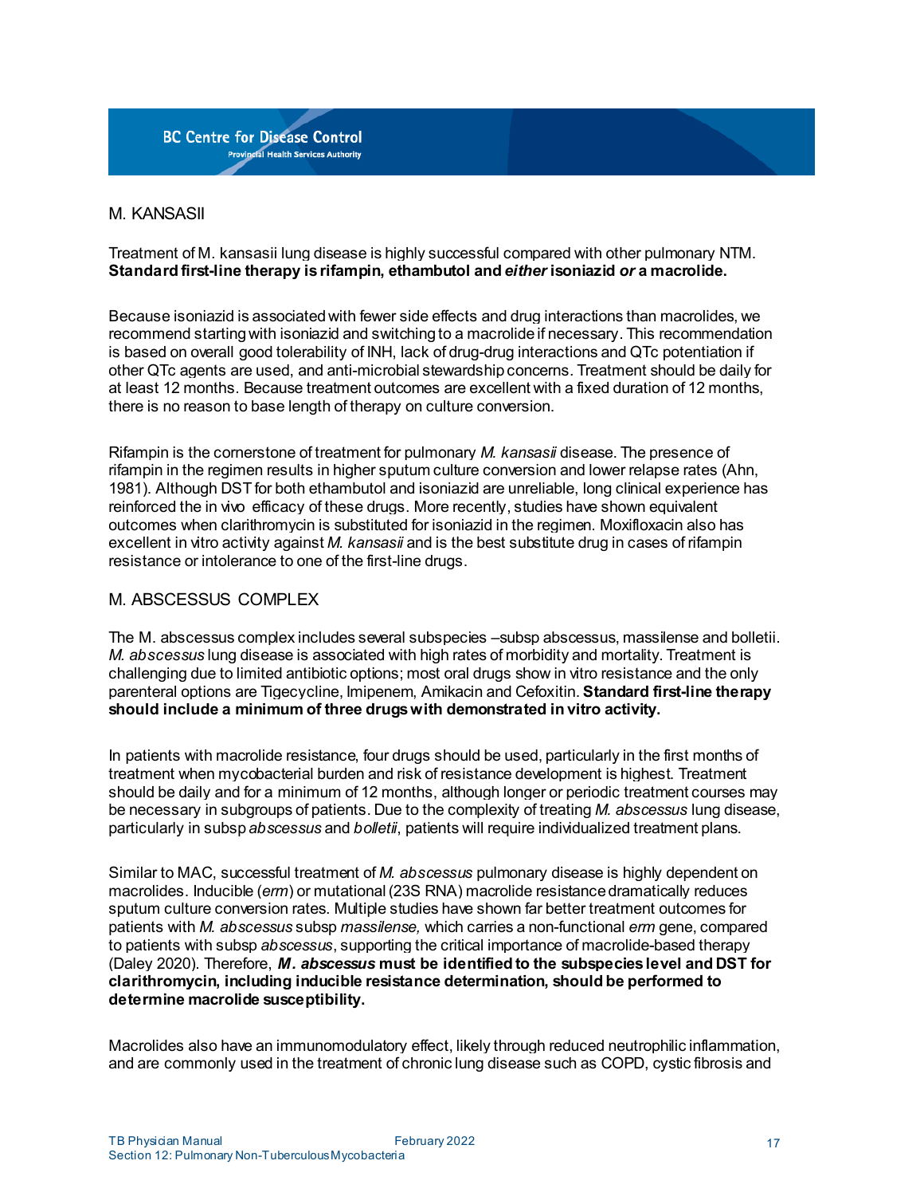## M. KANSASII

Treatment of M. kansasii lung disease is highly successful compared with other pulmonary NTM. **Standard first-line therapy is rifampin, ethambutol and *either* isoniazid *or* a macrolide.**

Because isoniazid is associated with fewer side effects and drug interactions than macrolides, we recommend starting with isoniazid and switching to a macrolide if necessary. This recommendation is based on overall good tolerability of INH, lack of drug-drug interactions and QTc potentiation if other QTc agents are used, and anti-microbial stewardship concerns. Treatment should be daily for at least 12 months. Because treatment outcomes are excellent with a fixed duration of 12 months, there is no reason to base length of therapy on culture conversion.

Rifampin is the cornerstone of treatment for pulmonary *M. kansasii* disease. The presence of rifampin in the regimen results in higher sputum culture conversion and lower relapse rates (Ahn, 1981). Although DST for both ethambutol and isoniazid are unreliable, long clinical experience has reinforced the in vivo efficacy of these drugs. More recently, studies have shown equivalent outcomes when clarithromycin is substituted for isoniazid in the regimen. Moxifloxacin also has excellent in vitro activity against *M. kansasii* and is the best substitute drug in cases of rifampin resistance or intolerance to one of the first-line drugs.

## M. ABSCESSUS COMPLEX

The M. abscessus complex includes several subspecies –subsp abscessus, massilense and bolletii. *M. abscessus* lung disease is associated with high rates of morbidity and mortality. Treatment is challenging due to limited antibiotic options; most oral drugs show in vitro resistance and the only parenteral options are Tigecycline, Imipenem, Amikacin and Cefoxitin. **Standard first-line therapy should include a minimum of three drugs with demonstrated in vitro activity.**

In patients with macrolide resistance, four drugs should be used, particularly in the first months of treatment when mycobacterial burden and risk of resistance development is highest. Treatment should be daily and for a minimum of 12 months, although longer or periodic treatment courses may be necessary in subgroups of patients. Due to the complexity of treating *M. abscessus* lung disease, particularly in subsp *abscessus* and *bolletii*, patients will require individualized treatment plans.

Similar to MAC, successful treatment of *M. abscessus* pulmonary disease is highly dependent on macrolides. Inducible (*erm*) or mutational (23S RNA) macrolide resistance dramatically reduces sputum culture conversion rates. Multiple studies have shown far better treatment outcomes for patients with *M. abscessus* subsp *massilense,* which carries a non-functional *erm* gene, compared to patients with subsp *abscessus*, supporting the critical importance of macrolide-based therapy (Daley 2020). Therefore, ***M. abscessus* must be identified to the subspecies level and DST for clarithromycin, including inducible resistance determination, should be performed to determine macrolide susceptibility.**

Macrolides also have an immunomodulatory effect, likely through reduced neutrophilic inflammation, and are commonly used in the treatment of chronic lung disease such as COPD, cystic fibrosis and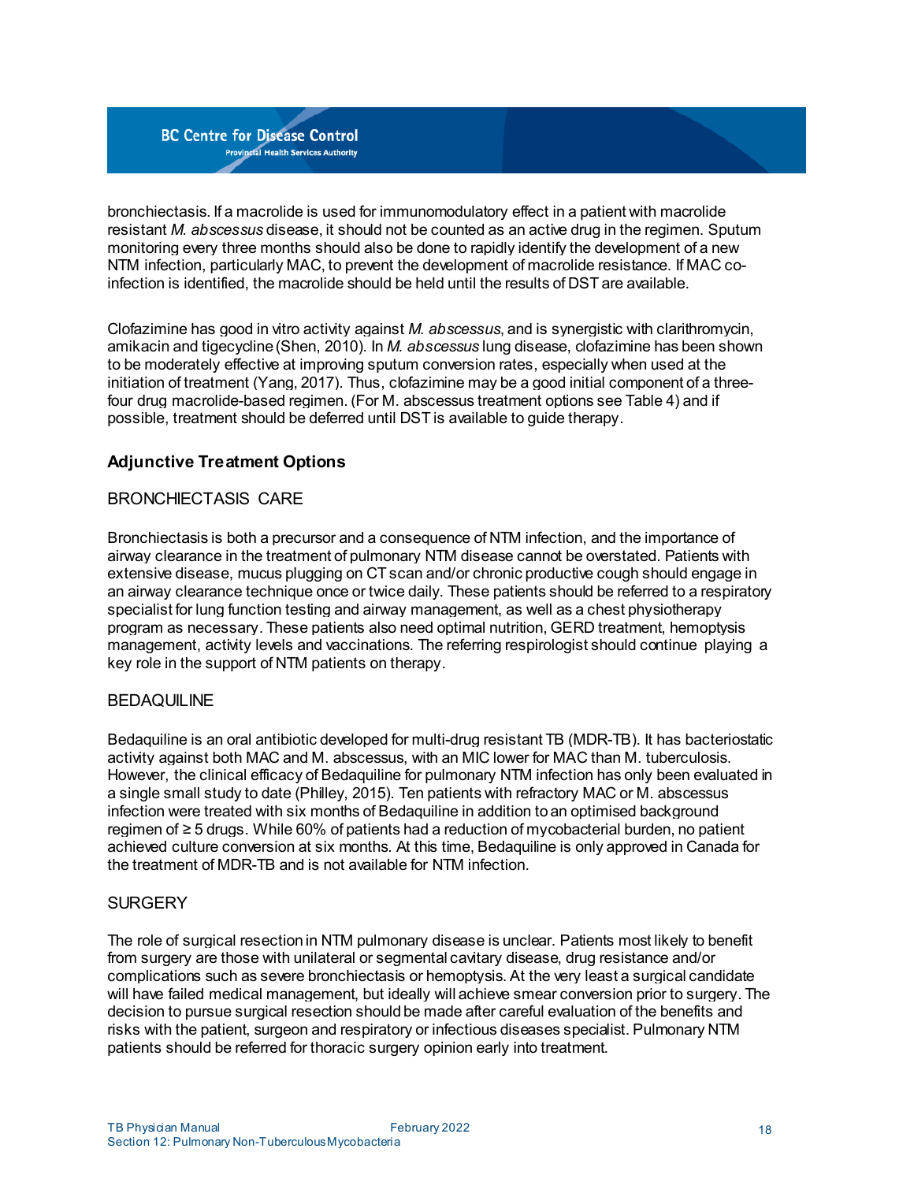bronchiectasis. If a macrolide is used for immunomodulatory effect in a patient with macrolide resistant *M. abscessus* disease, it should not be counted as an active drug in the regimen. Sputum monitoring every three months should also be done to rapidly identify the development of a new NTM infection, particularly MAC, to prevent the development of macrolide resistance. If MAC co-infection is identified, the macrolide should be held until the results of DST are available.

Clofazimine has good in vitro activity against *M. abscessus*, and is synergistic with clarithromycin, amikacin and tigecycline (Shen, 2010). In *M. abscessus* lung disease, clofazimine has been shown to be moderately effective at improving sputum conversion rates, especially when used at the initiation of treatment (Yang, 2017). Thus, clofazimine may be a good initial component of a three-four drug macrolide-based regimen. (For M. abscessus treatment options see Table 4) and if possible, treatment should be deferred until DST is available to guide therapy.

### Adjunctive Treatment Options

#### BRONCHIECTASIS CARE

Bronchiectasis is both a precursor and a consequence of NTM infection, and the importance of airway clearance in the treatment of pulmonary NTM disease cannot be overstated. Patients with extensive disease, mucus plugging on CT scan and/or chronic productive cough should engage in an airway clearance technique once or twice daily. These patients should be referred to a respiratory specialist for lung function testing and airway management, as well as a chest physiotherapy program as necessary. These patients also need optimal nutrition, GERD treatment, hemoptysis management, activity levels and vaccinations. The referring respirologist should continue playing a key role in the support of NTM patients on therapy.

#### BEDAQUILINE

Bedaquiline is an oral antibiotic developed for multi-drug resistant TB (MDR-TB). It has bacteriostatic activity against both MAC and M. abscessus, with an MIC lower for MAC than M. tuberculosis. However, the clinical efficacy of Bedaquiline for pulmonary NTM infection has only been evaluated in a single small study to date (Philley, 2015). Ten patients with refractory MAC or M. abscessus infection were treated with six months of Bedaquiline in addition to an optimised background regimen of ≥ 5 drugs. While 60% of patients had a reduction of mycobacterial burden, no patient achieved culture conversion at six months. At this time, Bedaquiline is only approved in Canada for the treatment of MDR-TB and is not available for NTM infection.

#### SURGERY

The role of surgical resection in NTM pulmonary disease is unclear. Patients most likely to benefit from surgery are those with unilateral or segmental cavitary disease, drug resistance and/or complications such as severe bronchiectasis or hemoptysis. At the very least a surgical candidate will have failed medical management, but ideally will achieve smear conversion prior to surgery. The decision to pursue surgical resection should be made after careful evaluation of the benefits and risks with the patient, surgeon and respiratory or infectious diseases specialist. Pulmonary NTM patients should be referred for thoracic surgery opinion early into treatment.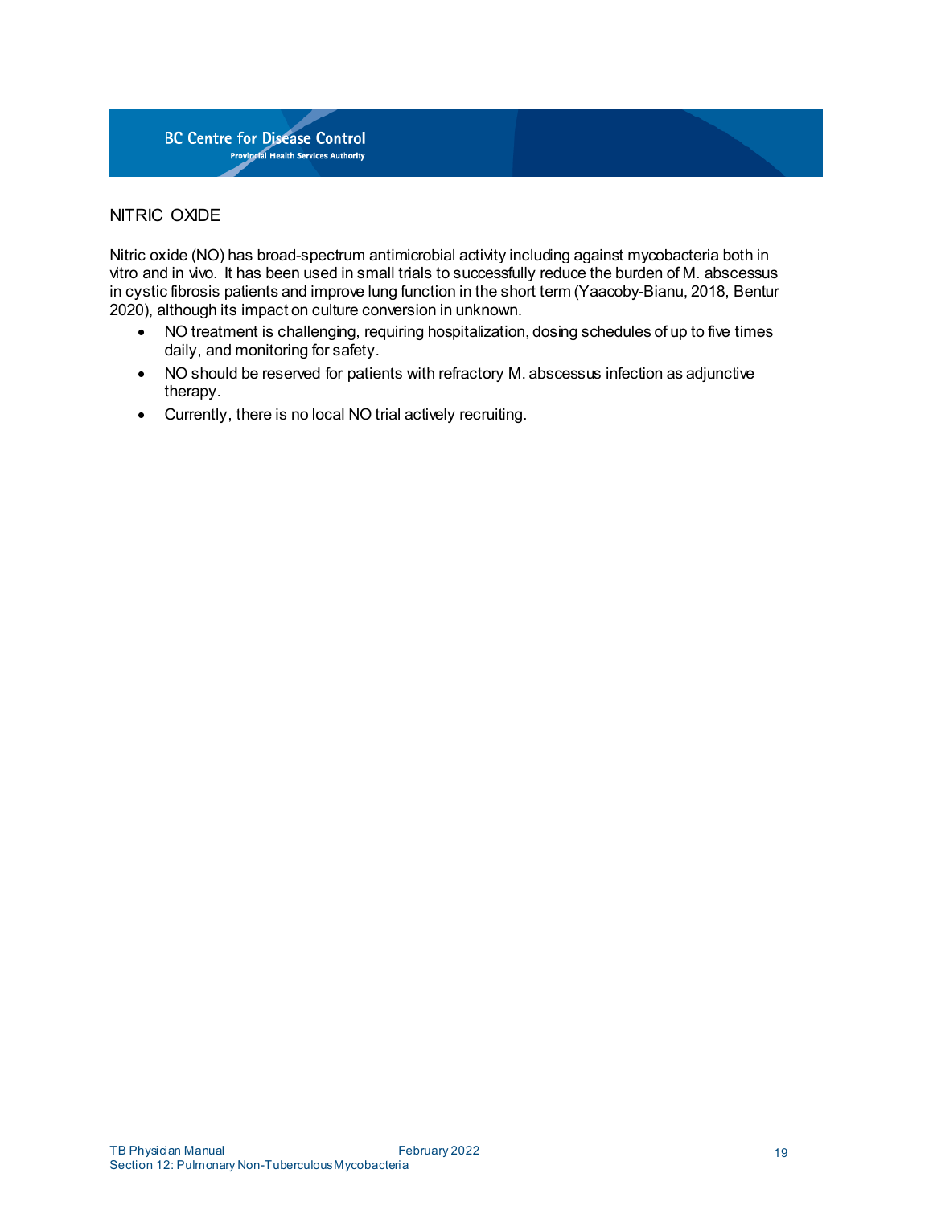## NITRIC OXIDE

Nitric oxide (NO) has broad-spectrum antimicrobial activity including against mycobacteria both in vitro and in vivo. It has been used in small trials to successfully reduce the burden of M. abscessus in cystic fibrosis patients and improve lung function in the short term (Yaacoby-Bianu, 2018, Bentur 2020), although its impact on culture conversion in unknown.

- NO treatment is challenging, requiring hospitalization, dosing schedules of up to five times daily, and monitoring for safety.
- NO should be reserved for patients with refractory M. abscessus infection as adjunctive therapy.
- Currently, there is no local NO trial actively recruiting.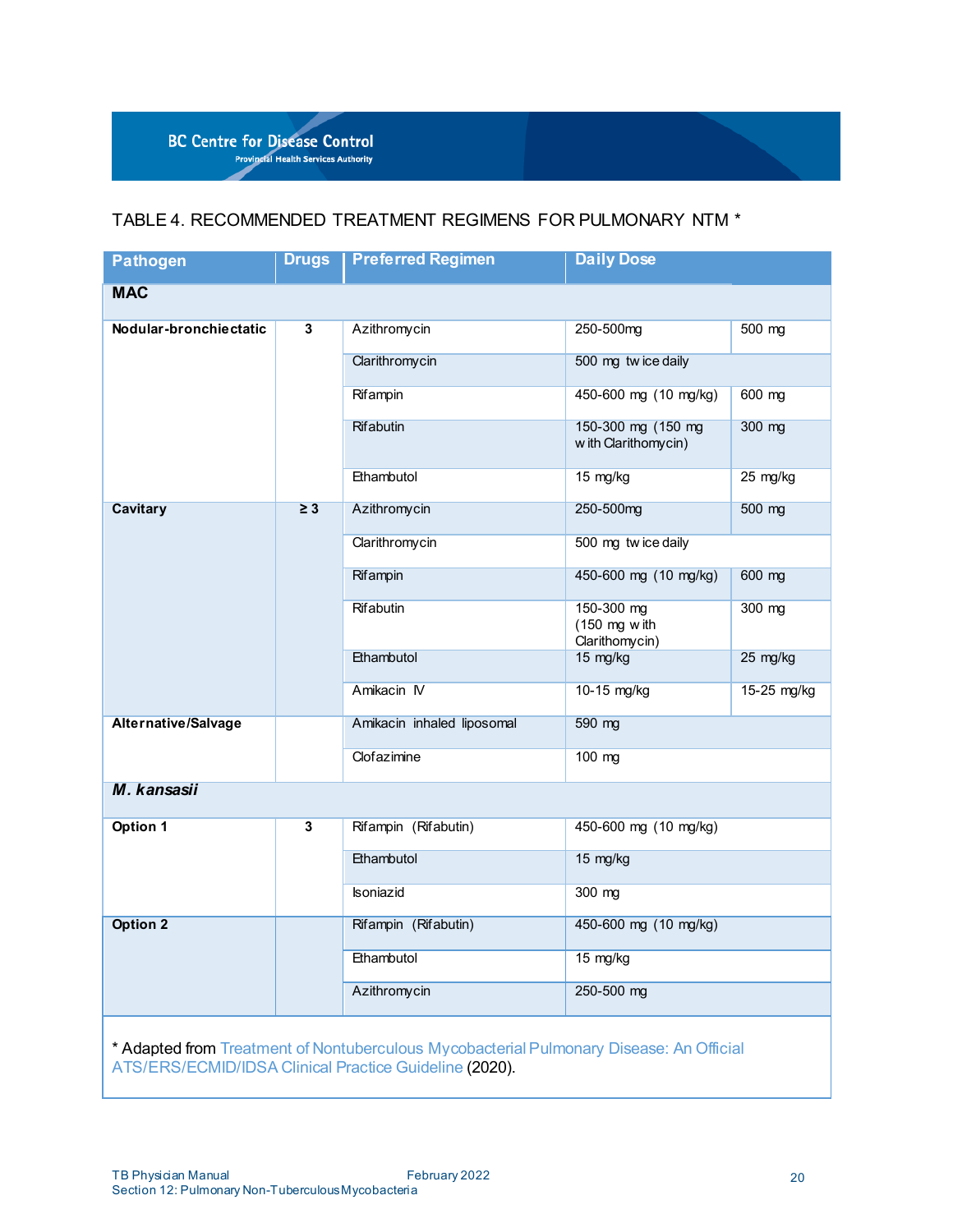TABLE 4. RECOMMENDED TREATMENT REGIMENS FOR PULMONARY NTM *

| Pathogen | Drugs | Preferred Regimen | Daily Dose | |
|---|---|---|---|---|
| **MAC** | | | | |
| **Nodular-bronchiectatic** | **3** | Azithromycin | 250-500mg | 500 mg |
| | | Clarithromycin | 500 mg twice daily | |
| | | Rifampin | 450-600 mg (10 mg/kg) | 600 mg |
| | | Rifabutin | 150-300 mg (150 mg with Clarithomycin) | 300 mg |
| | | Ethambutol | 15 mg/kg | 25 mg/kg |
| **Cavitary** | **≥ 3** | Azithromycin | 250-500mg | 500 mg |
| | | Clarithromycin | 500 mg twice daily | |
| | | Rifampin | 450-600 mg (10 mg/kg) | 600 mg |
| | | Rifabutin | 150-300 mg (150 mg with Clarithomycin) | 300 mg |
| | | Ethambutol | 15 mg/kg | 25 mg/kg |
| | | Amikacin IV | 10-15 mg/kg | 15-25 mg/kg |
| **Alternative/Salvage** | | Amikacin inhaled liposomal | 590 mg | |
| | | Clofazimine | 100 mg | |
| ***M. kansasii*** | | | | |
| **Option 1** | **3** | Rifampin (Rifabutin) | 450-600 mg (10 mg/kg) | |
| | | Ethambutol | 15 mg/kg | |
| | | Isoniazid | 300 mg | |
| **Option 2** | | Rifampin (Rifabutin) | 450-600 mg (10 mg/kg) | |
| | | Ethambutol | 15 mg/kg | |
| | | Azithromycin | 250-500 mg | |

* Adapted from Treatment of Nontuberculous Mycobacterial Pulmonary Disease: An Official ATS/ERS/ECMID/IDSA Clinical Practice Guideline (2020).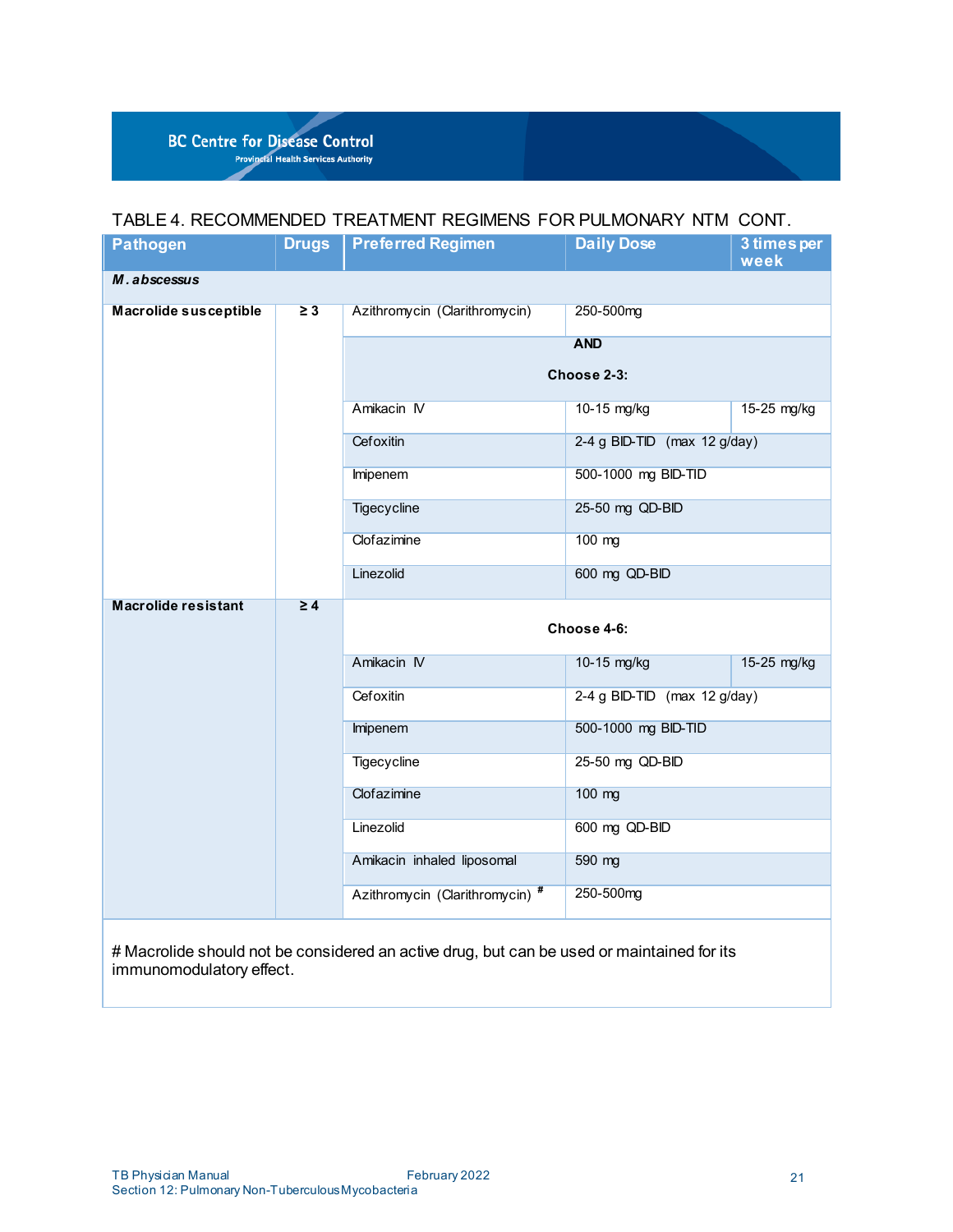TABLE 4. RECOMMENDED TREATMENT REGIMENS FOR PULMONARY NTM CONT.

| Pathogen | Drugs | Preferred Regimen | Daily Dose | 3 times per week |
|---|---|---|---|---|
| ***M. abscessus*** | | | | |
| **Macrolide susceptible** | **≥ 3** | Azithromycin (Clarithromycin) | 250-500mg | |
| | | **AND** **Choose 2-3:** | | |
| | | Amikacin IV | 10-15 mg/kg | 15-25 mg/kg |
| | | Cefoxitin | 2-4 g BID-TID (max 12 g/day) | |
| | | Imipenem | 500-1000 mg BID-TID | |
| | | Tigecycline | 25-50 mg QD-BID | |
| | | Clofazimine | 100 mg | |
| | | Linezolid | 600 mg QD-BID | |
| **Macrolide resistant** | **≥ 4** | **Choose 4-6:** | | |
| | | Amikacin IV | 10-15 mg/kg | 15-25 mg/kg |
| | | Cefoxitin | 2-4 g BID-TID (max 12 g/day) | |
| | | Imipenem | 500-1000 mg BID-TID | |
| | | Tigecycline | 25-50 mg QD-BID | |
| | | Clofazimine | 100 mg | |
| | | Linezolid | 600 mg QD-BID | |
| | | Amikacin inhaled liposomal | 590 mg | |
| | | Azithromycin (Clarithromycin) # | 250-500mg | |

# Macrolide should not be considered an active drug, but can be used or maintained for its immunomodulatory effect.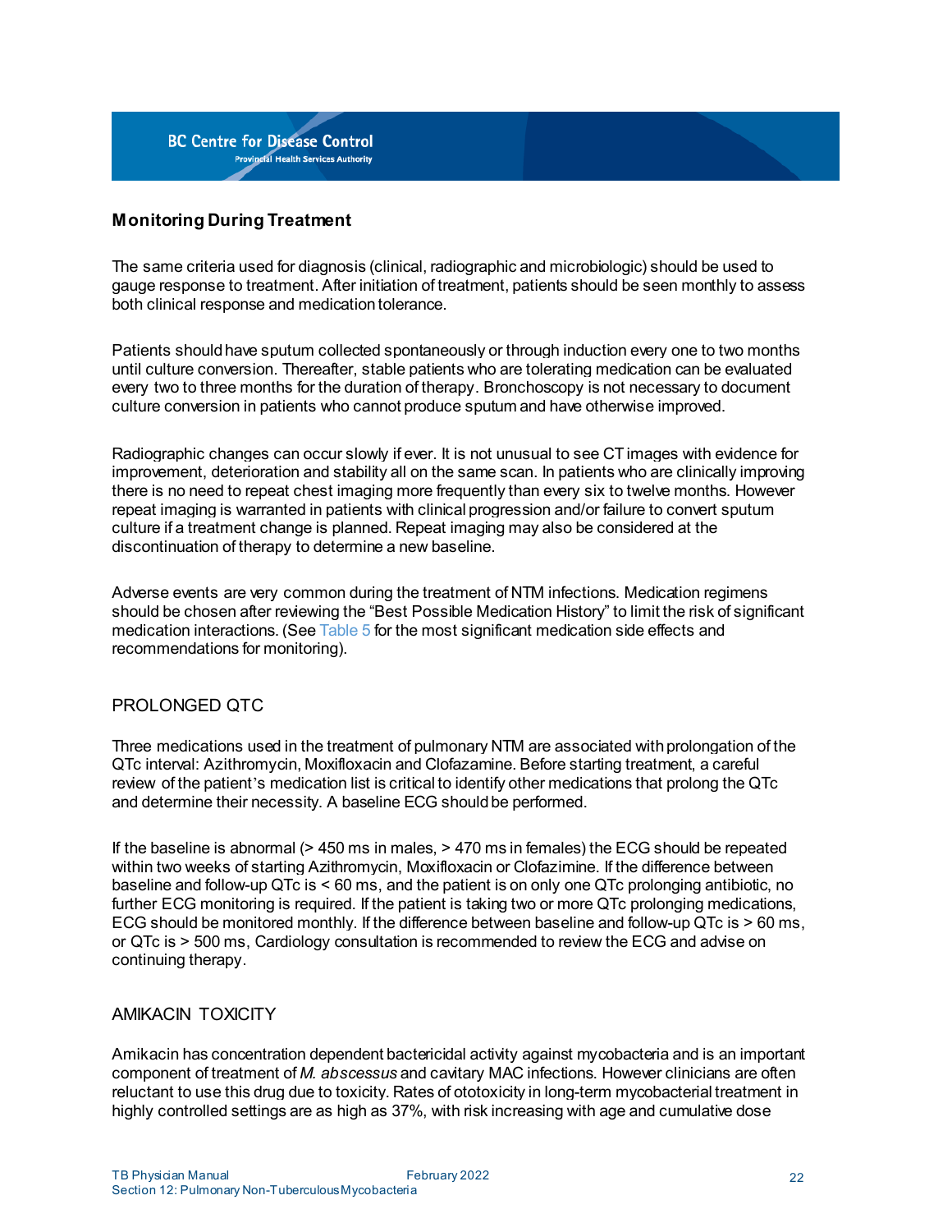## Monitoring During Treatment

The same criteria used for diagnosis (clinical, radiographic and microbiologic) should be used to gauge response to treatment. After initiation of treatment, patients should be seen monthly to assess both clinical response and medication tolerance.

Patients should have sputum collected spontaneously or through induction every one to two months until culture conversion. Thereafter, stable patients who are tolerating medication can be evaluated every two to three months for the duration of therapy. Bronchoscopy is not necessary to document culture conversion in patients who cannot produce sputum and have otherwise improved.

Radiographic changes can occur slowly if ever. It is not unusual to see CT images with evidence for improvement, deterioration and stability all on the same scan. In patients who are clinically improving there is no need to repeat chest imaging more frequently than every six to twelve months. However repeat imaging is warranted in patients with clinical progression and/or failure to convert sputum culture if a treatment change is planned. Repeat imaging may also be considered at the discontinuation of therapy to determine a new baseline.

Adverse events are very common during the treatment of NTM infections. Medication regimens should be chosen after reviewing the "Best Possible Medication History" to limit the risk of significant medication interactions. (See Table 5 for the most significant medication side effects and recommendations for monitoring).

### PROLONGED QTC

Three medications used in the treatment of pulmonary NTM are associated with prolongation of the QTc interval: Azithromycin, Moxifloxacin and Clofazamine. Before starting treatment, a careful review of the patient's medication list is critical to identify other medications that prolong the QTc and determine their necessity. A baseline ECG should be performed.

If the baseline is abnormal (> 450 ms in males, > 470 ms in females) the ECG should be repeated within two weeks of starting Azithromycin, Moxifloxacin or Clofazimine. If the difference between baseline and follow-up QTc is < 60 ms, and the patient is on only one QTc prolonging antibiotic, no further ECG monitoring is required. If the patient is taking two or more QTc prolonging medications, ECG should be monitored monthly. If the difference between baseline and follow-up QTc is > 60 ms, or QTc is > 500 ms, Cardiology consultation is recommended to review the ECG and advise on continuing therapy.

### AMIKACIN TOXICITY

Amikacin has concentration dependent bactericidal activity against mycobacteria and is an important component of treatment of *M. abscessus* and cavitary MAC infections. However clinicians are often reluctant to use this drug due to toxicity. Rates of ototoxicity in long-term mycobacterial treatment in highly controlled settings are as high as 37%, with risk increasing with age and cumulative dose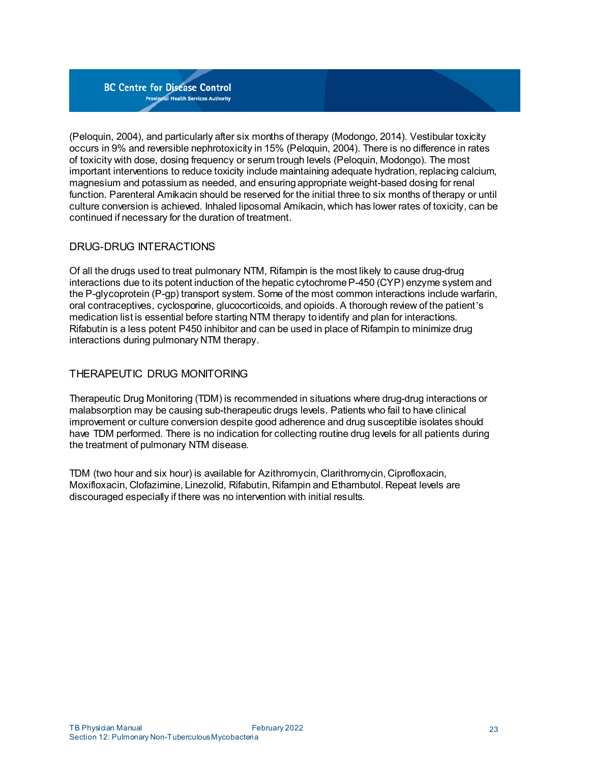(Peloquin, 2004), and particularly after six months of therapy (Modongo, 2014). Vestibular toxicity occurs in 9% and reversible nephrotoxicity in 15% (Peloquin, 2004). There is no difference in rates of toxicity with dose, dosing frequency or serum trough levels (Peloquin, Modongo). The most important interventions to reduce toxicity include maintaining adequate hydration, replacing calcium, magnesium and potassium as needed, and ensuring appropriate weight-based dosing for renal function. Parenteral Amikacin should be reserved for the initial three to six months of therapy or until culture conversion is achieved. Inhaled liposomal Amikacin, which has lower rates of toxicity, can be continued if necessary for the duration of treatment.

## DRUG-DRUG INTERACTIONS

Of all the drugs used to treat pulmonary NTM, Rifampin is the most likely to cause drug-drug interactions due to its potent induction of the hepatic cytochrome P-450 (CYP) enzyme system and the P-glycoprotein (P-gp) transport system. Some of the most common interactions include warfarin, oral contraceptives, cyclosporine, glucocorticoids, and opioids. A thorough review of the patient's medication list is essential before starting NTM therapy to identify and plan for interactions. Rifabutin is a less potent P450 inhibitor and can be used in place of Rifampin to minimize drug interactions during pulmonary NTM therapy.

## THERAPEUTIC DRUG MONITORING

Therapeutic Drug Monitoring (TDM) is recommended in situations where drug-drug interactions or malabsorption may be causing sub-therapeutic drugs levels. Patients who fail to have clinical improvement or culture conversion despite good adherence and drug susceptible isolates should have TDM performed. There is no indication for collecting routine drug levels for all patients during the treatment of pulmonary NTM disease.

TDM (two hour and six hour) is available for Azithromycin, Clarithromycin, Ciprofloxacin, Moxifloxacin, Clofazimine, Linezolid, Rifabutin, Rifampin and Ethambutol. Repeat levels are discouraged especially if there was no intervention with initial results.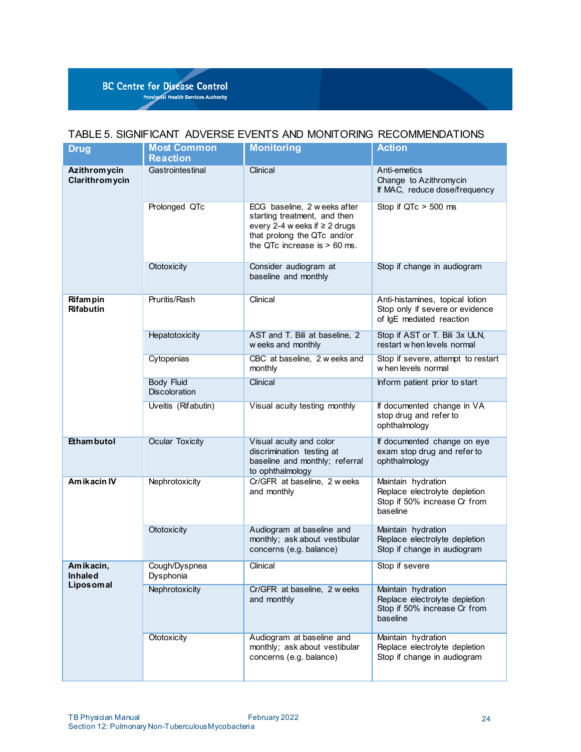## TABLE 5. SIGNIFICANT ADVERSE EVENTS AND MONITORING RECOMMENDATIONS

| Drug | Most Common Reaction | Monitoring | Action |
|---|---|---|---|
| **Azithromycin Clarithromycin** | Gastrointestinal | Clinical | Anti-emetics<br>Change to Azithromycin<br>If MAC, reduce dose/frequency |
| | Prolonged QTc | ECG baseline, 2 weeks after starting treatment, and then every 2-4 weeks if ≥ 2 drugs that prolong the QTc and/or the QTc increase is > 60 ms. | Stop if QTc > 500 ms |
| | Ototoxicity | Consider audiogram at baseline and monthly | Stop if change in audiogram |
| **Rifampin Rifabutin** | Pruritis/Rash | Clinical | Anti-histamines, topical lotion<br>Stop only if severe or evidence of IgE mediated reaction |
| | Hepatotoxicity | AST and T. Bili at baseline, 2 weeks and monthly | Stop if AST or T. Bili 3x ULN, restart when levels normal |
| | Cytopenias | CBC at baseline, 2 weeks and monthly | Stop if severe, attempt to restart when levels normal |
| | Body Fluid Discoloration | Clinical | Inform patient prior to start |
| | Uveitis (Rifabutin) | Visual acuity testing monthly | If documented change in VA stop drug and refer to ophthalmology |
| **Ethambutol** | Ocular Toxicity | Visual acuity and color discrimination testing at baseline and monthly; referral to ophthalmology | If documented change on eye exam stop drug and refer to ophthalmology |
| **Amikacin IV** | Nephrotoxicity | Cr/GFR at baseline, 2 weeks and monthly | Maintain hydration<br>Replace electrolyte depletion<br>Stop if 50% increase Cr from baseline |
| | Ototoxicity | Audiogram at baseline and monthly; ask about vestibular concerns (e.g. balance) | Maintain hydration<br>Replace electrolyte depletion<br>Stop if change in audiogram |
| **Amikacin, Inhaled Liposomal** | Cough/Dyspnea<br>Dysphonia | Clinical | Stop if severe |
| | Nephrotoxicity | Cr/GFR at baseline, 2 weeks and monthly | Maintain hydration<br>Replace electrolyte depletion<br>Stop if 50% increase Cr from baseline |
| | Ototoxicity | Audiogram at baseline and monthly; ask about vestibular concerns (e.g. balance) | Maintain hydration<br>Replace electrolyte depletion<br>Stop if change in audiogram |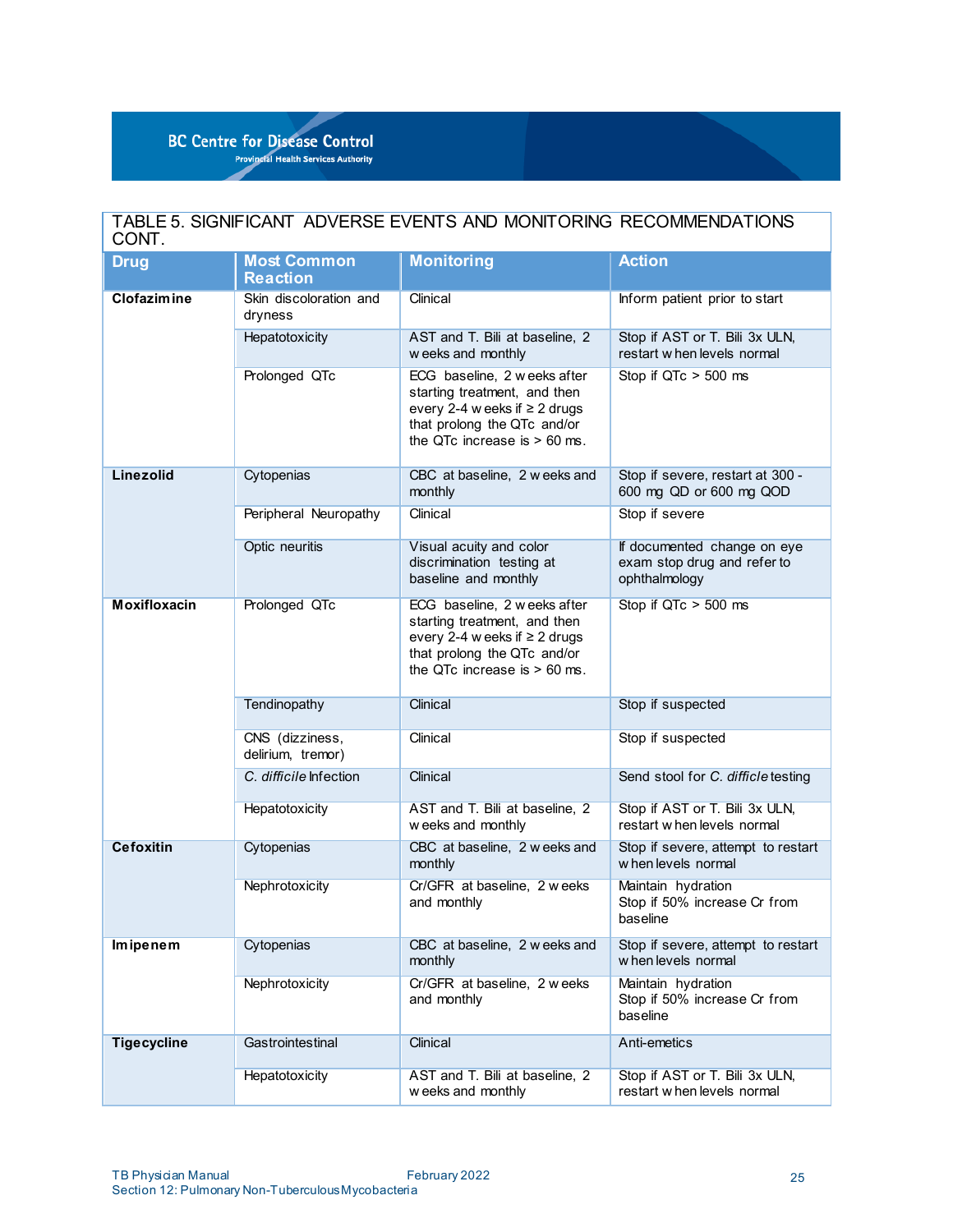## TABLE 5. SIGNIFICANT ADVERSE EVENTS AND MONITORING RECOMMENDATIONS CONT.

| Drug | Most Common Reaction | Monitoring | Action |
|---|---|---|---|
| **Clofazimine** | Skin discoloration and dryness | Clinical | Inform patient prior to start |
| | Hepatotoxicity | AST and T. Bili at baseline, 2 weeks and monthly | Stop if AST or T. Bili 3x ULN, restart when levels normal |
| | Prolonged QTc | ECG baseline, 2 weeks after starting treatment, and then every 2-4 weeks if ≥ 2 drugs that prolong the QTc and/or the QTc increase is > 60 ms. | Stop if QTc > 500 ms |
| **Linezolid** | Cytopenias | CBC at baseline, 2 weeks and monthly | Stop if severe, restart at 300 - 600 mg QD or 600 mg QOD |
| | Peripheral Neuropathy | Clinical | Stop if severe |
| | Optic neuritis | Visual acuity and color discrimination testing at baseline and monthly | If documented change on eye exam stop drug and refer to ophthalmology |
| **Moxifloxacin** | Prolonged QTc | ECG baseline, 2 weeks after starting treatment, and then every 2-4 weeks if ≥ 2 drugs that prolong the QTc and/or the QTc increase is > 60 ms. | Stop if QTc > 500 ms |
| | Tendinopathy | Clinical | Stop if suspected |
| | CNS (dizziness, delirium, tremor) | Clinical | Stop if suspected |
| | *C. difficile* Infection | Clinical | Send stool for *C. difficile* testing |
| | Hepatotoxicity | AST and T. Bili at baseline, 2 weeks and monthly | Stop if AST or T. Bili 3x ULN, restart when levels normal |
| **Cefoxitin** | Cytopenias | CBC at baseline, 2 weeks and monthly | Stop if severe, attempt to restart when levels normal |
| | Nephrotoxicity | Cr/GFR at baseline, 2 weeks and monthly | Maintain hydration<br>Stop if 50% increase Cr from baseline |
| **Imipenem** | Cytopenias | CBC at baseline, 2 weeks and monthly | Stop if severe, attempt to restart when levels normal |
| | Nephrotoxicity | Cr/GFR at baseline, 2 weeks and monthly | Maintain hydration<br>Stop if 50% increase Cr from baseline |
| **Tigecycline** | Gastrointestinal | Clinical | Anti-emetics |
| | Hepatotoxicity | AST and T. Bili at baseline, 2 weeks and monthly | Stop if AST or T. Bili 3x ULN, restart when levels normal |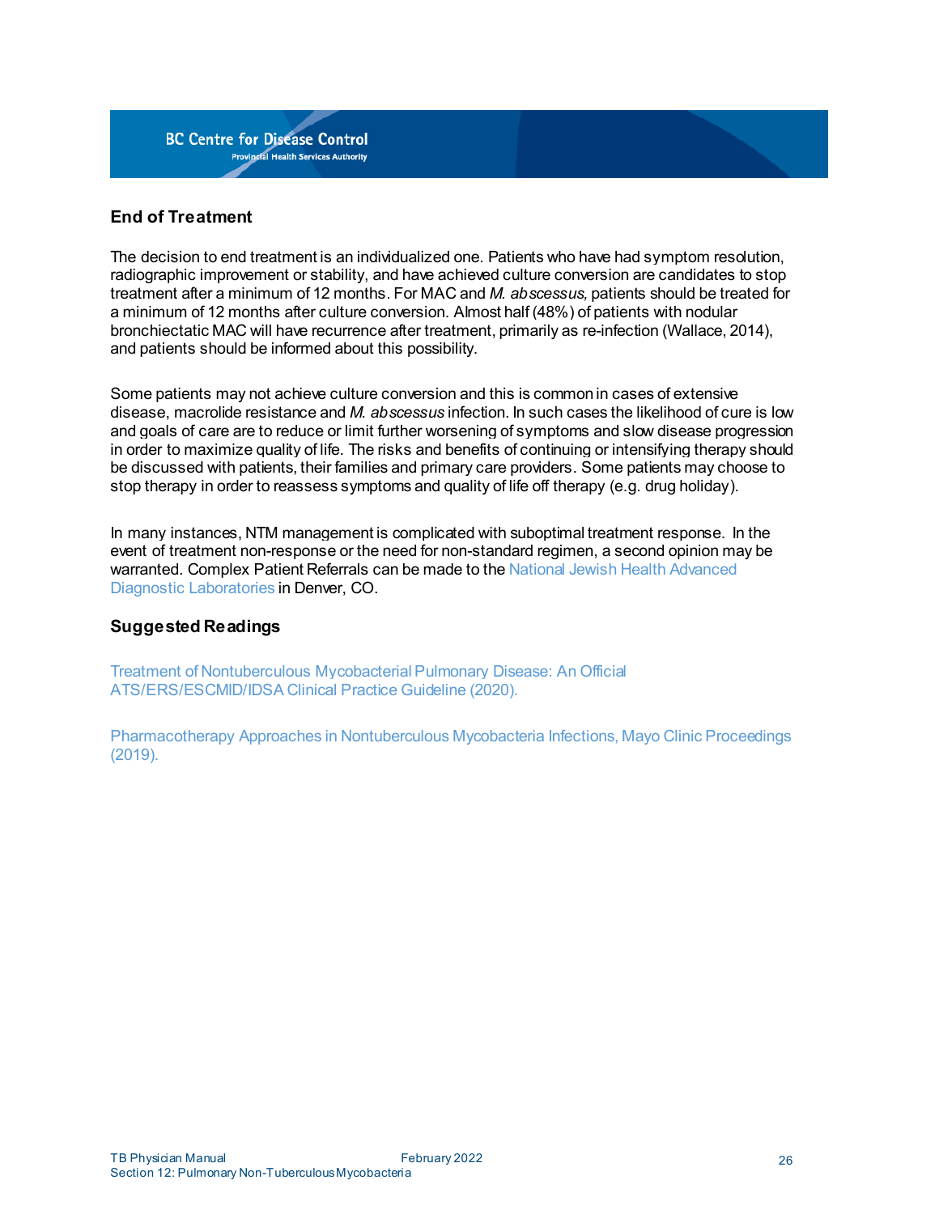## End of Treatment

The decision to end treatment is an individualized one. Patients who have had symptom resolution, radiographic improvement or stability, and have achieved culture conversion are candidates to stop treatment after a minimum of 12 months. For MAC and *M. abscessus,* patients should be treated for a minimum of 12 months after culture conversion. Almost half (48%) of patients with nodular bronchiectatic MAC will have recurrence after treatment, primarily as re-infection (Wallace, 2014), and patients should be informed about this possibility.

Some patients may not achieve culture conversion and this is common in cases of extensive disease, macrolide resistance and *M. abscessus* infection. In such cases the likelihood of cure is low and goals of care are to reduce or limit further worsening of symptoms and slow disease progression in order to maximize quality of life. The risks and benefits of continuing or intensifying therapy should be discussed with patients, their families and primary care providers. Some patients may choose to stop therapy in order to reassess symptoms and quality of life off therapy (e.g. drug holiday).

In many instances, NTM management is complicated with suboptimal treatment response. In the event of treatment non-response or the need for non-standard regimen, a second opinion may be warranted. Complex Patient Referrals can be made to the National Jewish Health Advanced Diagnostic Laboratories in Denver, CO.

## Suggested Readings

Treatment of Nontuberculous Mycobacterial Pulmonary Disease: An Official ATS/ERS/ESCMID/IDSA Clinical Practice Guideline (2020).

Pharmacotherapy Approaches in Nontuberculous Mycobacteria Infections, Mayo Clinic Proceedings (2019).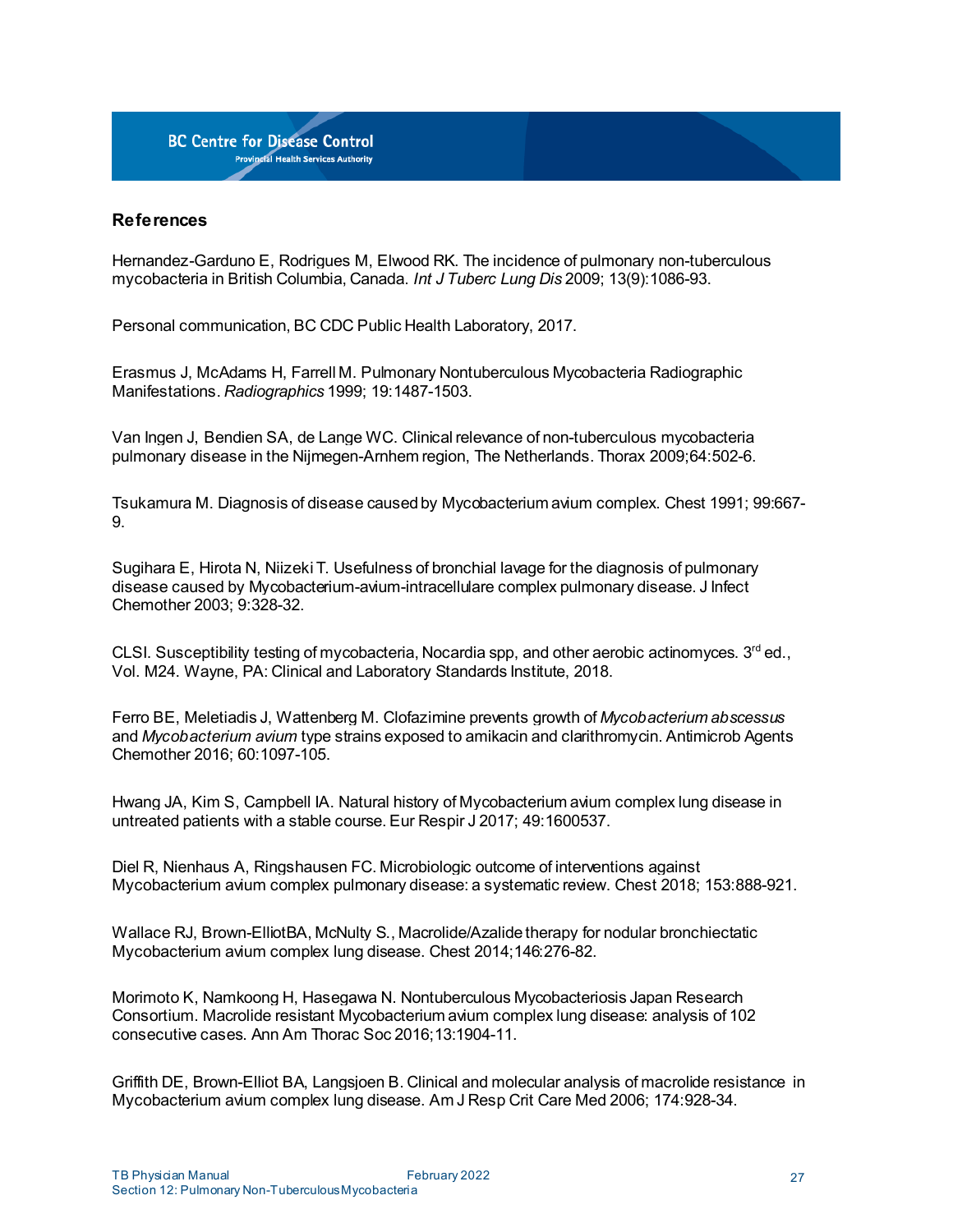## References

Hernandez-Garduno E, Rodrigues M, Elwood RK. The incidence of pulmonary non-tuberculous mycobacteria in British Columbia, Canada. *Int J Tuberc Lung Dis* 2009; 13(9):1086-93.

Personal communication, BC CDC Public Health Laboratory, 2017.

Erasmus J, McAdams H, Farrell M. Pulmonary Nontuberculous Mycobacteria Radiographic Manifestations. *Radiographics* 1999; 19:1487-1503.

Van Ingen J, Bendien SA, de Lange WC. Clinical relevance of non-tuberculous mycobacteria pulmonary disease in the Nijmegen-Arnhem region, The Netherlands. Thorax 2009;64:502-6.

Tsukamura M. Diagnosis of disease caused by Mycobacterium avium complex. Chest 1991; 99:667-9.

Sugihara E, Hirota N, Niizeki T. Usefulness of bronchial lavage for the diagnosis of pulmonary disease caused by Mycobacterium-avium-intracellulare complex pulmonary disease. J Infect Chemother 2003; 9:328-32.

CLSI. Susceptibility testing of mycobacteria, Nocardia spp, and other aerobic actinomyces. 3rd ed., Vol. M24. Wayne, PA: Clinical and Laboratory Standards Institute, 2018.

Ferro BE, Meletiadis J, Wattenberg M. Clofazimine prevents growth of *Mycobacterium abscessus* and *Mycobacterium avium* type strains exposed to amikacin and clarithromycin. Antimicrob Agents Chemother 2016; 60:1097-105.

Hwang JA, Kim S, Campbell IA. Natural history of Mycobacterium avium complex lung disease in untreated patients with a stable course. Eur Respir J 2017; 49:1600537.

Diel R, Nienhaus A, Ringshausen FC. Microbiologic outcome of interventions against Mycobacterium avium complex pulmonary disease: a systematic review. Chest 2018; 153:888-921.

Wallace RJ, Brown-ElliotBA, McNulty S., Macrolide/Azalide therapy for nodular bronchiectatic Mycobacterium avium complex lung disease. Chest 2014;146:276-82.

Morimoto K, Namkoong H, Hasegawa N. Nontuberculous Mycobacteriosis Japan Research Consortium. Macrolide resistant Mycobacterium avium complex lung disease: analysis of 102 consecutive cases. Ann Am Thorac Soc 2016;13:1904-11.

Griffith DE, Brown-Elliot BA, Langsjoen B. Clinical and molecular analysis of macrolide resistance in Mycobacterium avium complex lung disease. Am J Resp Crit Care Med 2006; 174:928-34.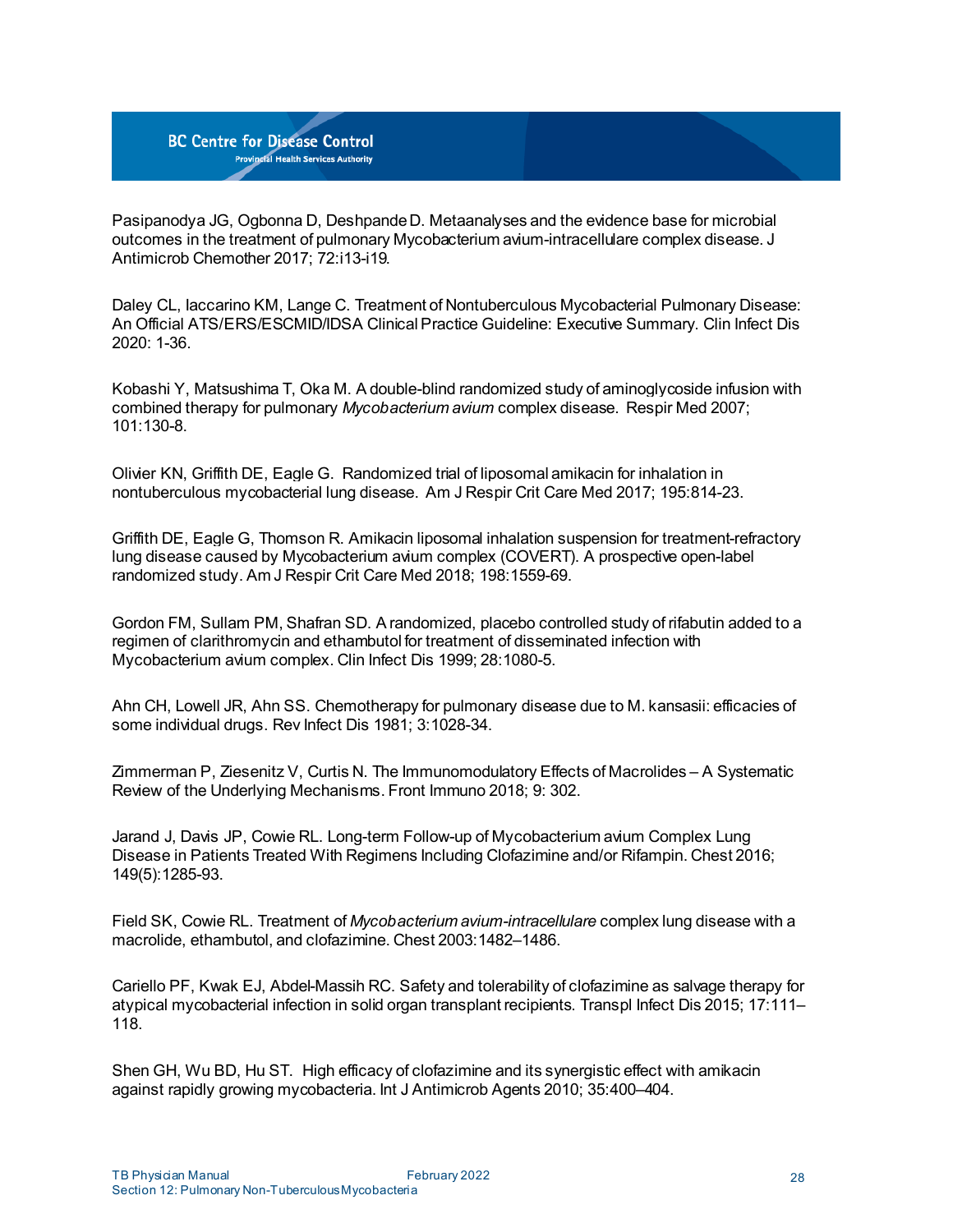Pasipanodya JG, Ogbonna D, Deshpande D. Metaanalyses and the evidence base for microbial outcomes in the treatment of pulmonary Mycobacterium avium-intracellulare complex disease. J Antimicrob Chemother 2017; 72:i13-i19.

Daley CL, Iaccarino KM, Lange C. Treatment of Nontuberculous Mycobacterial Pulmonary Disease: An Official ATS/ERS/ESCMID/IDSA Clinical Practice Guideline: Executive Summary. Clin Infect Dis 2020: 1-36.

Kobashi Y, Matsushima T, Oka M. A double-blind randomized study of aminoglycoside infusion with combined therapy for pulmonary *Mycobacterium avium* complex disease. Respir Med 2007; 101:130-8.

Olivier KN, Griffith DE, Eagle G. Randomized trial of liposomal amikacin for inhalation in nontuberculous mycobacterial lung disease. Am J Respir Crit Care Med 2017; 195:814-23.

Griffith DE, Eagle G, Thomson R. Amikacin liposomal inhalation suspension for treatment-refractory lung disease caused by Mycobacterium avium complex (COVERT). A prospective open-label randomized study. Am J Respir Crit Care Med 2018; 198:1559-69.

Gordon FM, Sullam PM, Shafran SD. A randomized, placebo controlled study of rifabutin added to a regimen of clarithromycin and ethambutol for treatment of disseminated infection with Mycobacterium avium complex. Clin Infect Dis 1999; 28:1080-5.

Ahn CH, Lowell JR, Ahn SS. Chemotherapy for pulmonary disease due to M. kansasii: efficacies of some individual drugs. Rev Infect Dis 1981; 3:1028-34.

Zimmerman P, Ziesenitz V, Curtis N. The Immunomodulatory Effects of Macrolides – A Systematic Review of the Underlying Mechanisms. Front Immuno 2018; 9: 302.

Jarand J, Davis JP, Cowie RL. Long-term Follow-up of Mycobacterium avium Complex Lung Disease in Patients Treated With Regimens Including Clofazimine and/or Rifampin. Chest 2016; 149(5):1285-93.

Field SK, Cowie RL. Treatment of *Mycobacterium avium-intracellulare* complex lung disease with a macrolide, ethambutol, and clofazimine. Chest 2003:1482–1486.

Cariello PF, Kwak EJ, Abdel-Massih RC. Safety and tolerability of clofazimine as salvage therapy for atypical mycobacterial infection in solid organ transplant recipients. Transpl Infect Dis 2015; 17:111–118.

Shen GH, Wu BD, Hu ST. High efficacy of clofazimine and its synergistic effect with amikacin against rapidly growing mycobacteria. Int J Antimicrob Agents 2010; 35:400–404.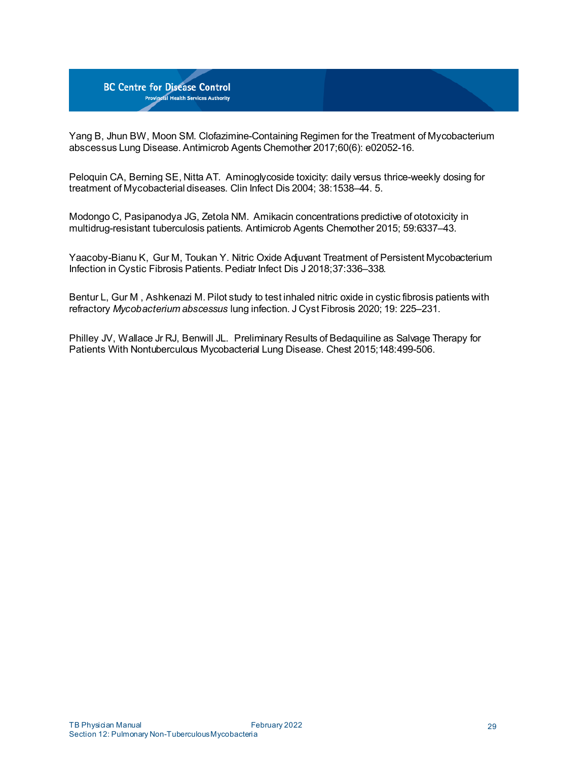Yang B, Jhun BW, Moon SM. Clofazimine-Containing Regimen for the Treatment of Mycobacterium abscessus Lung Disease. Antimicrob Agents Chemother 2017;60(6): e02052-16.

Peloquin CA, Berning SE, Nitta AT. Aminoglycoside toxicity: daily versus thrice-weekly dosing for treatment of Mycobacterial diseases. Clin Infect Dis 2004; 38:1538–44. 5.

Modongo C, Pasipanodya JG, Zetola NM. Amikacin concentrations predictive of ototoxicity in multidrug-resistant tuberculosis patients. Antimicrob Agents Chemother 2015; 59:6337–43.

Yaacoby-Bianu K, Gur M, Toukan Y. Nitric Oxide Adjuvant Treatment of Persistent Mycobacterium Infection in Cystic Fibrosis Patients. Pediatr Infect Dis J 2018;37:336–338.

Bentur L, Gur M , Ashkenazi M. Pilot study to test inhaled nitric oxide in cystic fibrosis patients with refractory *Mycobacterium abscessus* lung infection. J Cyst Fibrosis 2020; 19: 225–231.

Philley JV, Wallace Jr RJ, Benwill JL. Preliminary Results of Bedaquiline as Salvage Therapy for Patients With Nontuberculous Mycobacterial Lung Disease. Chest 2015;148:499-506.